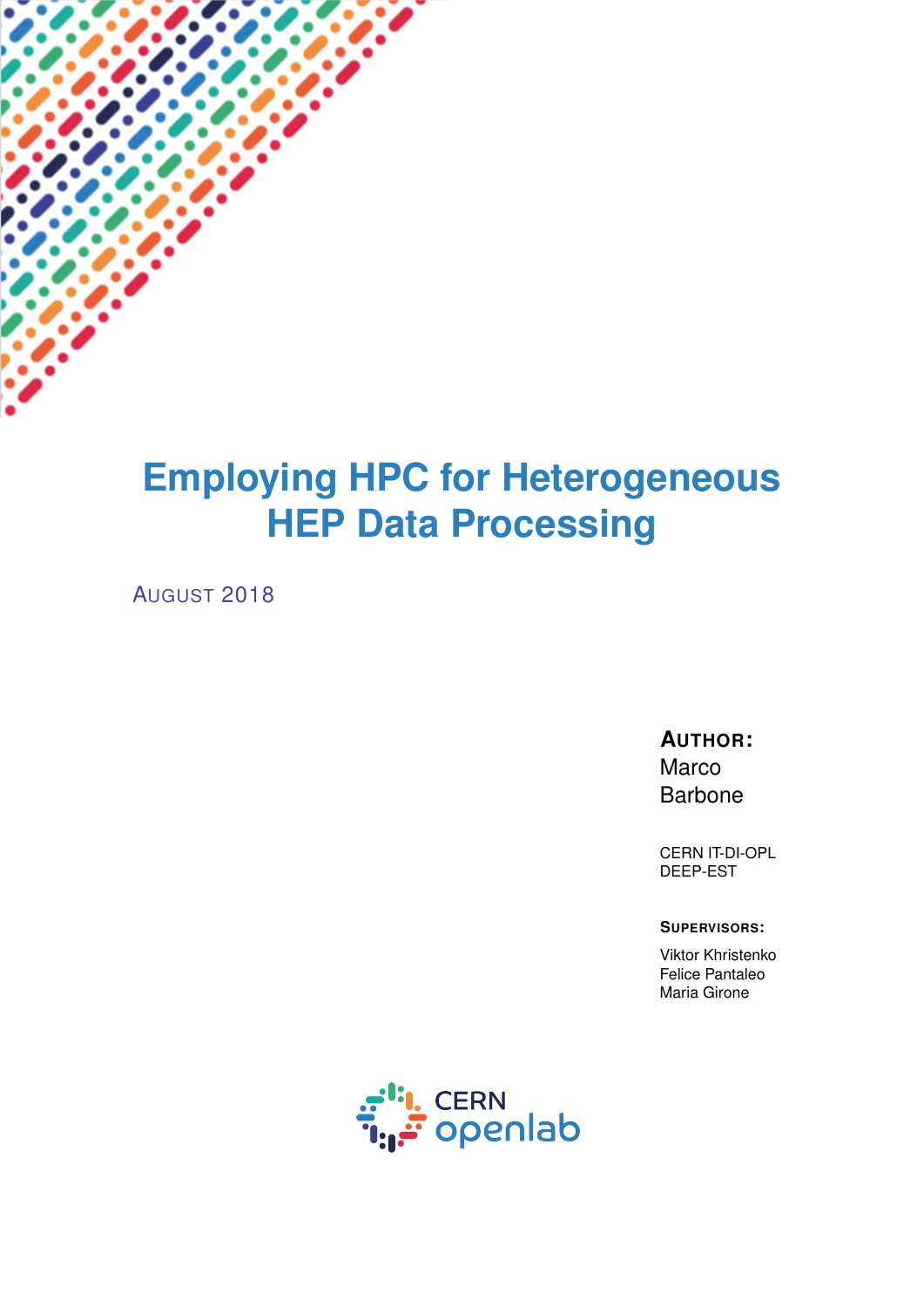# Employing HPC for Heterogeneous HEP Data Processing

AUGUST 2018

**AUTHOR:**
Marco Barbone

CERN IT-DI-OPL
DEEP-EST

**SUPERVISORS:**

Viktor Khristenko
Felice Pantaleo
Maria Girone

CERN openlab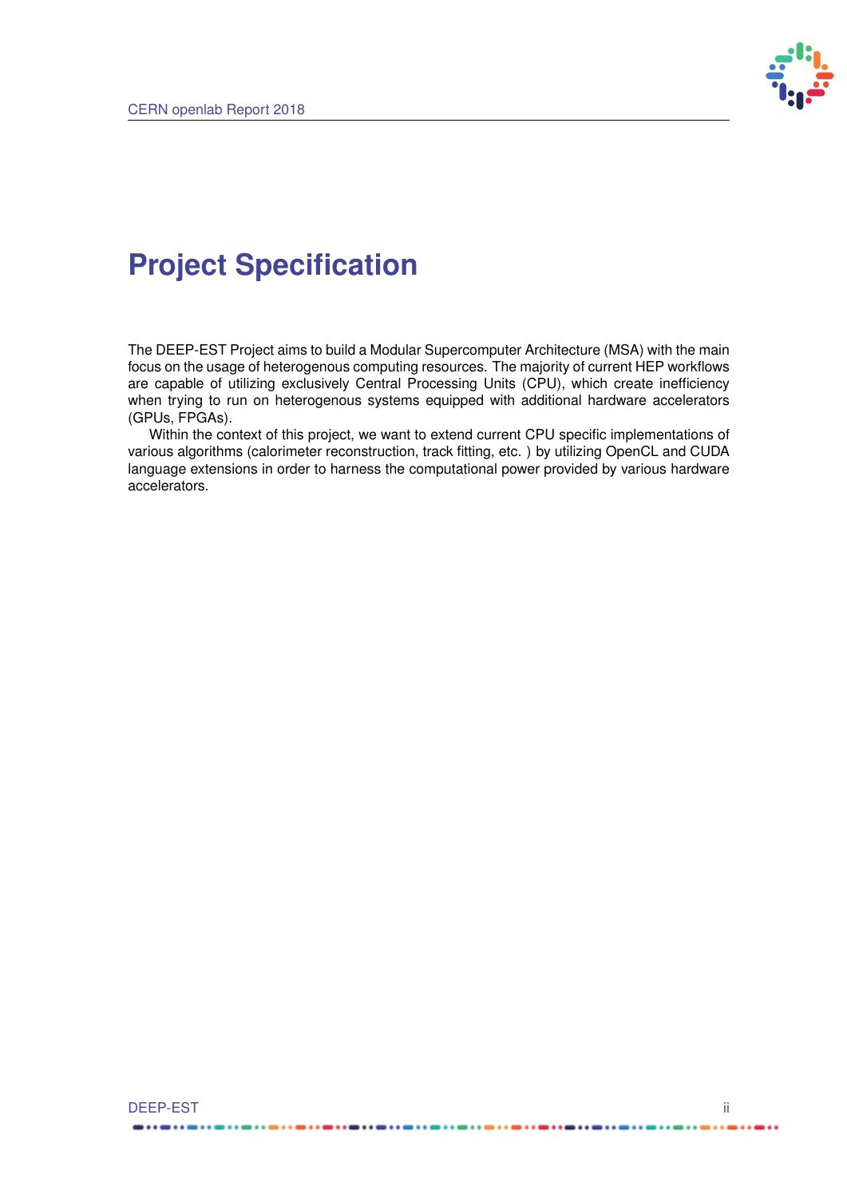# Project Specification

The DEEP-EST Project aims to build a Modular Supercomputer Architecture (MSA) with the main focus on the usage of heterogenous computing resources. The majority of current HEP workflows are capable of utilizing exclusively Central Processing Units (CPU), which create inefficiency when trying to run on heterogenous systems equipped with additional hardware accelerators (GPUs, FPGAs).

Within the context of this project, we want to extend current CPU specific implementations of various algorithms (calorimeter reconstruction, track fitting, etc. ) by utilizing OpenCL and CUDA language extensions in order to harness the computational power provided by various hardware accelerators.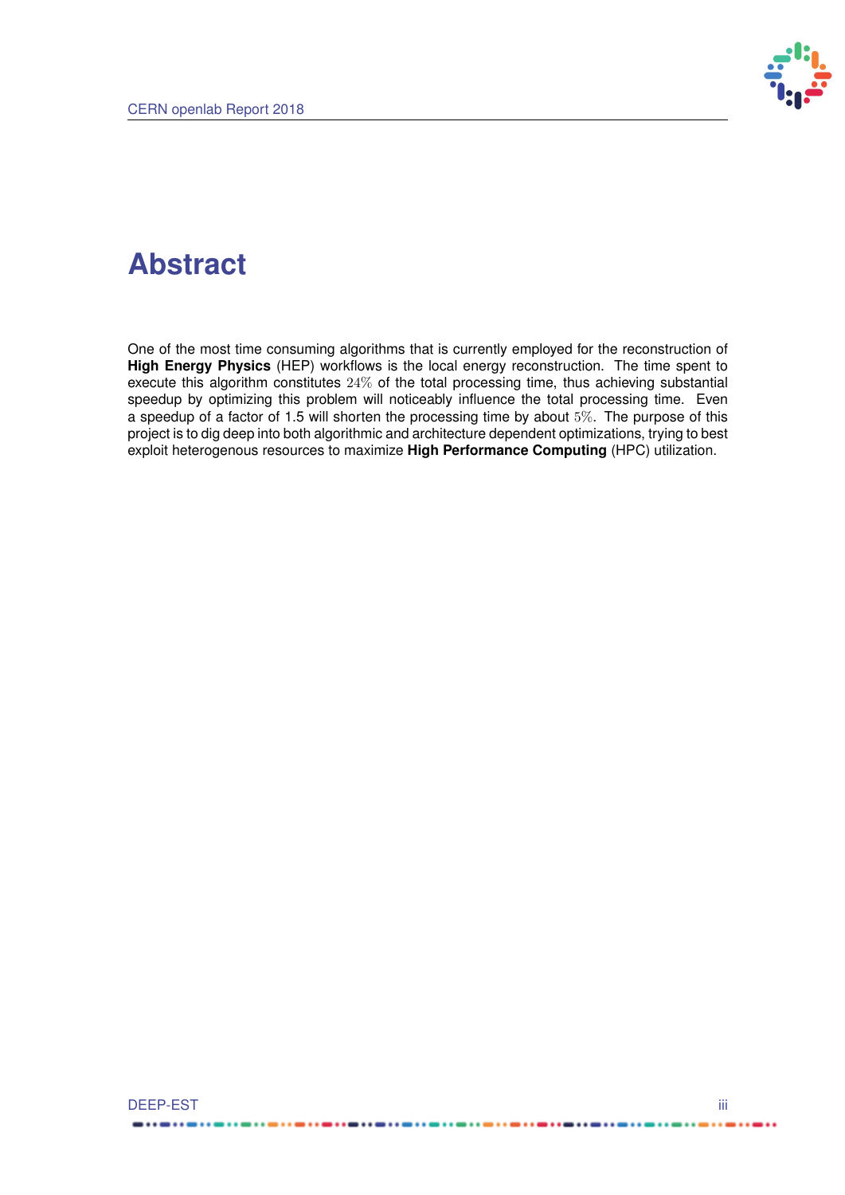# Abstract

One of the most time consuming algorithms that is currently employed for the reconstruction of **High Energy Physics** (HEP) workflows is the local energy reconstruction. The time spent to execute this algorithm constitutes $24\%$ of the total processing time, thus achieving substantial speedup by optimizing this problem will noticeably influence the total processing time. Even a speedup of a factor of 1.5 will shorten the processing time by about $5\%$. The purpose of this project is to dig deep into both algorithmic and architecture dependent optimizations, trying to best exploit heterogenous resources to maximize **High Performance Computing** (HPC) utilization.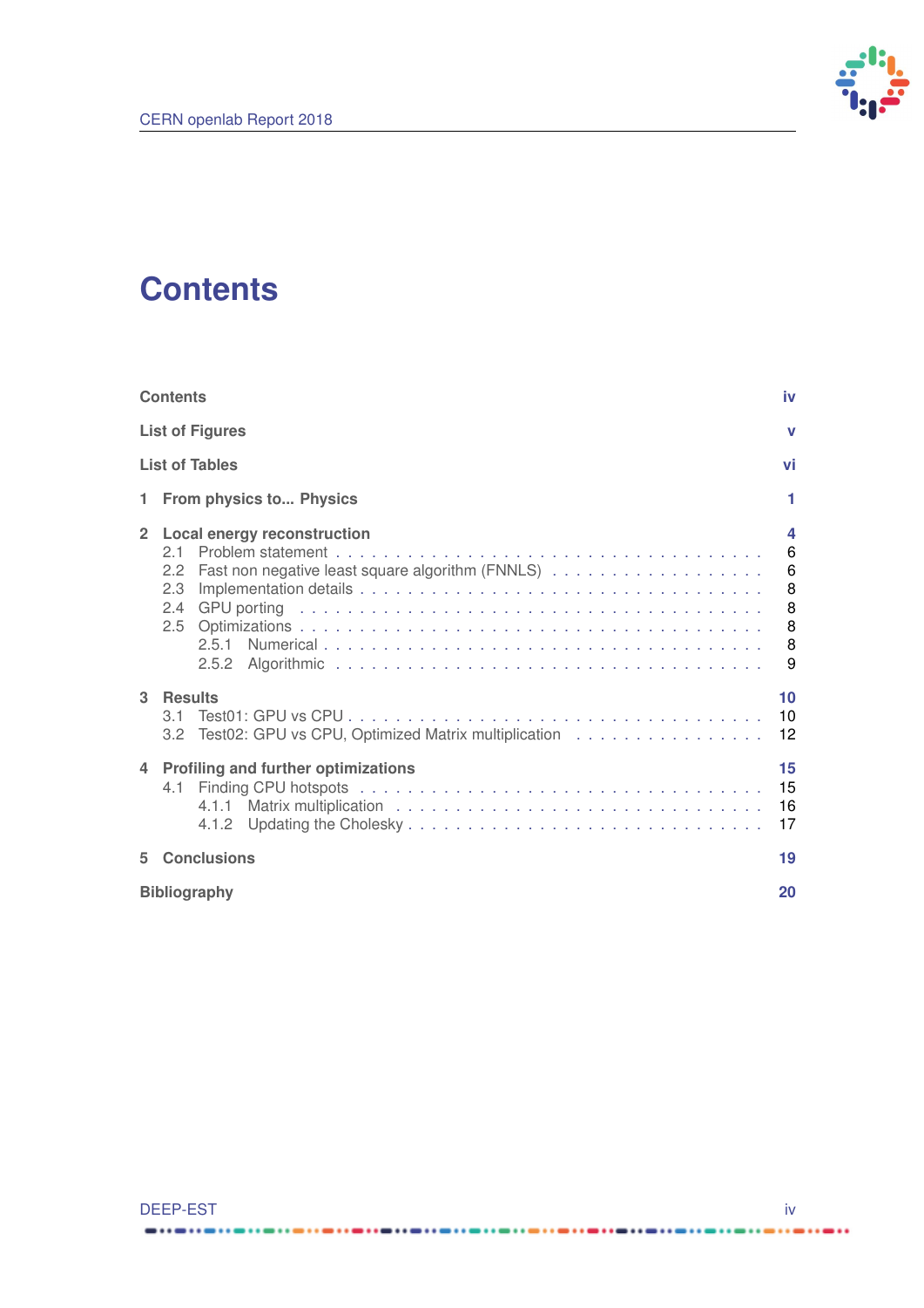# Contents

- **Contents** — iv
- **List of Figures** — v
- **List of Tables** — vi
- **1 From physics to... Physics** — 1
- **2 Local energy reconstruction** — 4
  - 2.1 Problem statement — 6
  - 2.2 Fast non negative least square algorithm (FNNLS) — 6
  - 2.3 Implementation details — 8
  - 2.4 GPU porting — 8
  - 2.5 Optimizations — 8
    - 2.5.1 Numerical — 8
    - 2.5.2 Algorithmic — 9
- **3 Results** — 10
  - 3.1 Test01: GPU vs CPU — 10
  - 3.2 Test02: GPU vs CPU, Optimized Matrix multiplication — 12
- **4 Profiling and further optimizations** — 15
  - 4.1 Finding CPU hotspots — 15
    - 4.1.1 Matrix multiplication — 16
    - 4.1.2 Updating the Cholesky — 17
- **5 Conclusions** — 19
- **Bibliography** — 20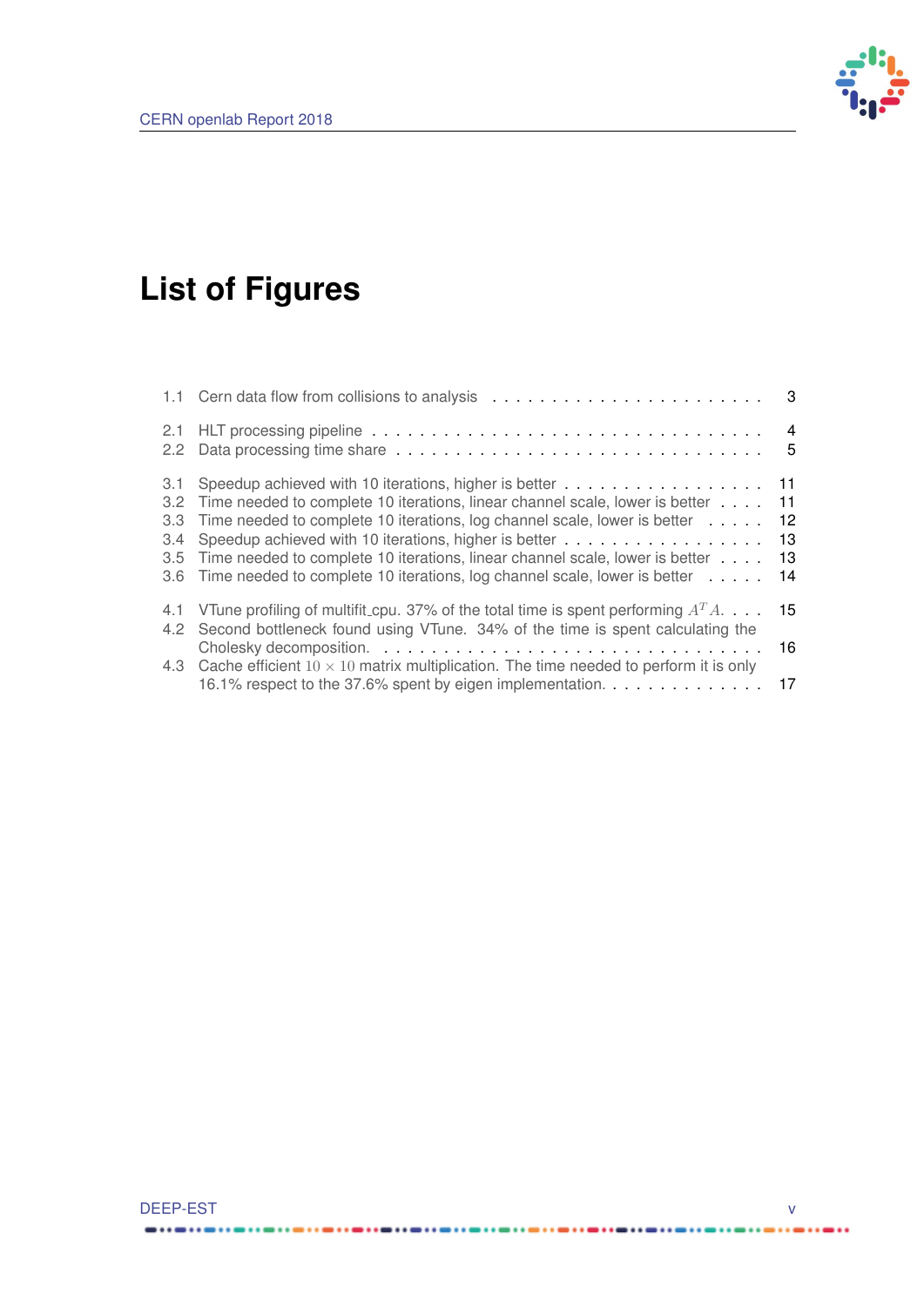# List of Figures

1.1 Cern data flow from collisions to analysis . . . . . . . . . . . . . . . . . . . . . . . 3

2.1 HLT processing pipeline . . . . . . . . . . . . . . . . . . . . . . . . . . . . . . . . 4
2.2 Data processing time share . . . . . . . . . . . . . . . . . . . . . . . . . . . . . . 5

3.1 Speedup achieved with 10 iterations, higher is better . . . . . . . . . . . . . . . . . 11
3.2 Time needed to complete 10 iterations, linear channel scale, lower is better . . . . 11
3.3 Time needed to complete 10 iterations, log channel scale, lower is better . . . . . 12
3.4 Speedup achieved with 10 iterations, higher is better . . . . . . . . . . . . . . . . . 13
3.5 Time needed to complete 10 iterations, linear channel scale, lower is better . . . . 13
3.6 Time needed to complete 10 iterations, log channel scale, lower is better . . . . . 14

4.1 VTune profiling of multifit_cpu. 37% of the total time is spent performing $A^T A$. . . . 15
4.2 Second bottleneck found using VTune. 34% of the time is spent calculating the Cholesky decomposition. . . . . . . . . . . . . . . . . . . . . . . . . . . . . . . . 16
4.3 Cache efficient $10 \times 10$ matrix multiplication. The time needed to perform it is only 16.1% respect to the 37.6% spent by eigen implementation. . . . . . . . . . . . . . 17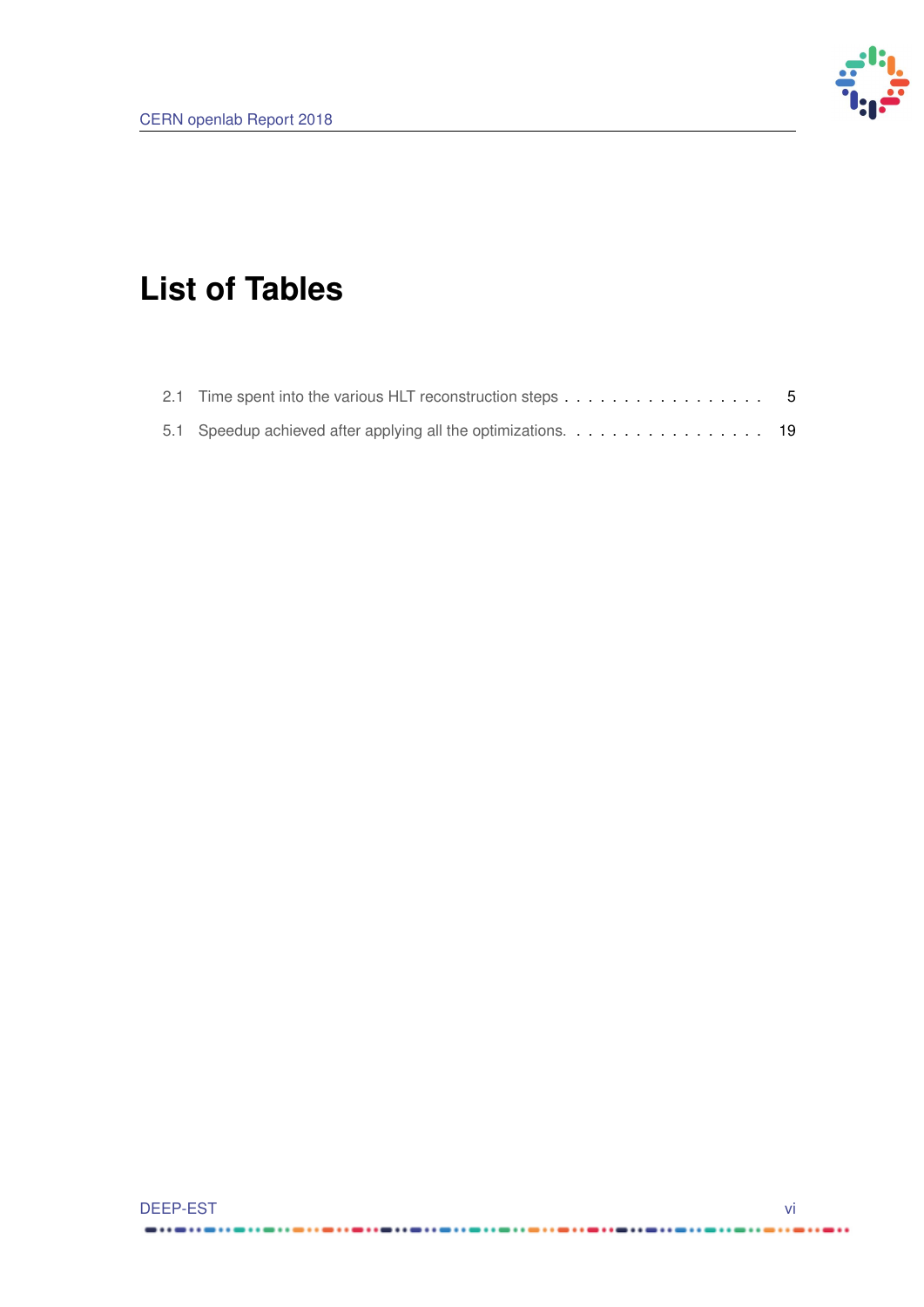# List of Tables

2.1 Time spent into the various HLT reconstruction steps . . . . . . . . . . . . . . . . . . 5

5.1 Speedup achieved after applying all the optimizations. . . . . . . . . . . . . . . . . . 19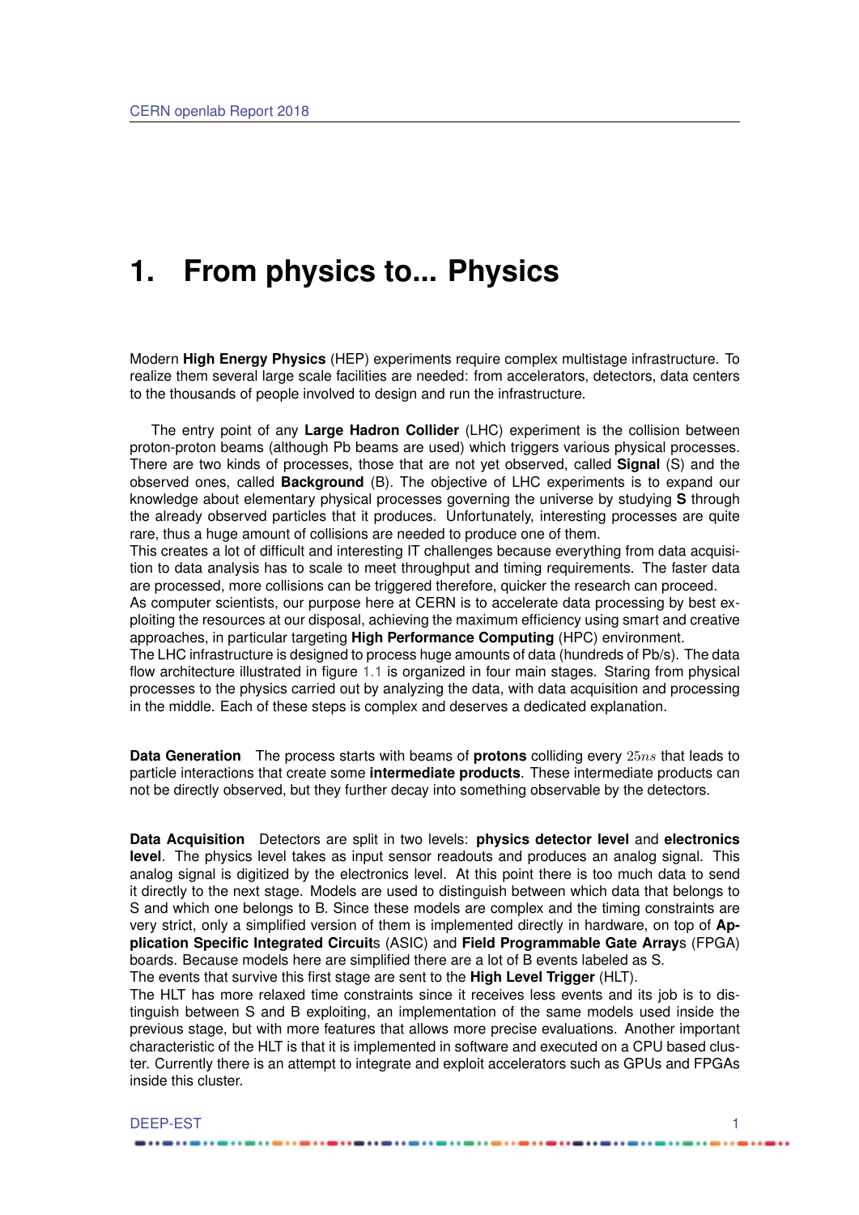// 1. From physics to... Physics

# 1. From physics to... Physics

Modern **High Energy Physics** (HEP) experiments require complex multistage infrastructure. To realize them several large scale facilities are needed: from accelerators, detectors, data centers to the thousands of people involved to design and run the infrastructure.

The entry point of any **Large Hadron Collider** (LHC) experiment is the collision between proton-proton beams (although Pb beams are used) which triggers various physical processes. There are two kinds of processes, those that are not yet observed, called **Signal** (S) and the observed ones, called **Background** (B). The objective of LHC experiments is to expand our knowledge about elementary physical processes governing the universe by studying **S** through the already observed particles that it produces. Unfortunately, interesting processes are quite rare, thus a huge amount of collisions are needed to produce one of them.
This creates a lot of difficult and interesting IT challenges because everything from data acquisition to data analysis has to scale to meet throughput and timing requirements. The faster data are processed, more collisions can be triggered therefore, quicker the research can proceed.
As computer scientists, our purpose here at CERN is to accelerate data processing by best exploiting the resources at our disposal, achieving the maximum efficiency using smart and creative approaches, in particular targeting **High Performance Computing** (HPC) environment.
The LHC infrastructure is designed to process huge amounts of data (hundreds of Pb/s). The data flow architecture illustrated in figure 1.1 is organized in four main stages. Staring from physical processes to the physics carried out by analyzing the data, with data acquisition and processing in the middle. Each of these steps is complex and deserves a dedicated explanation.

**Data Generation** The process starts with beams of **protons** colliding every $25ns$ that leads to particle interactions that create some **intermediate products**. These intermediate products can not be directly observed, but they further decay into something observable by the detectors.

**Data Acquisition** Detectors are split in two levels: **physics detector level** and **electronics level**. The physics level takes as input sensor readouts and produces an analog signal. This analog signal is digitized by the electronics level. At this point there is too much data to send it directly to the next stage. Models are used to distinguish between which data that belongs to S and which one belongs to B. Since these models are complex and the timing constraints are very strict, only a simplified version of them is implemented directly in hardware, on top of **Application Specific Integrated Circuit**s (ASIC) and **Field Programmable Gate Array**s (FPGA) boards. Because models here are simplified there are a lot of B events labeled as S.
The events that survive this first stage are sent to the **High Level Trigger** (HLT).
The HLT has more relaxed time constraints since it receives less events and its job is to distinguish between S and B exploiting, an implementation of the same models used inside the previous stage, but with more features that allows more precise evaluations. Another important characteristic of the HLT is that it is implemented in software and executed on a CPU based cluster. Currently there is an attempt to integrate and exploit accelerators such as GPUs and FPGAs inside this cluster.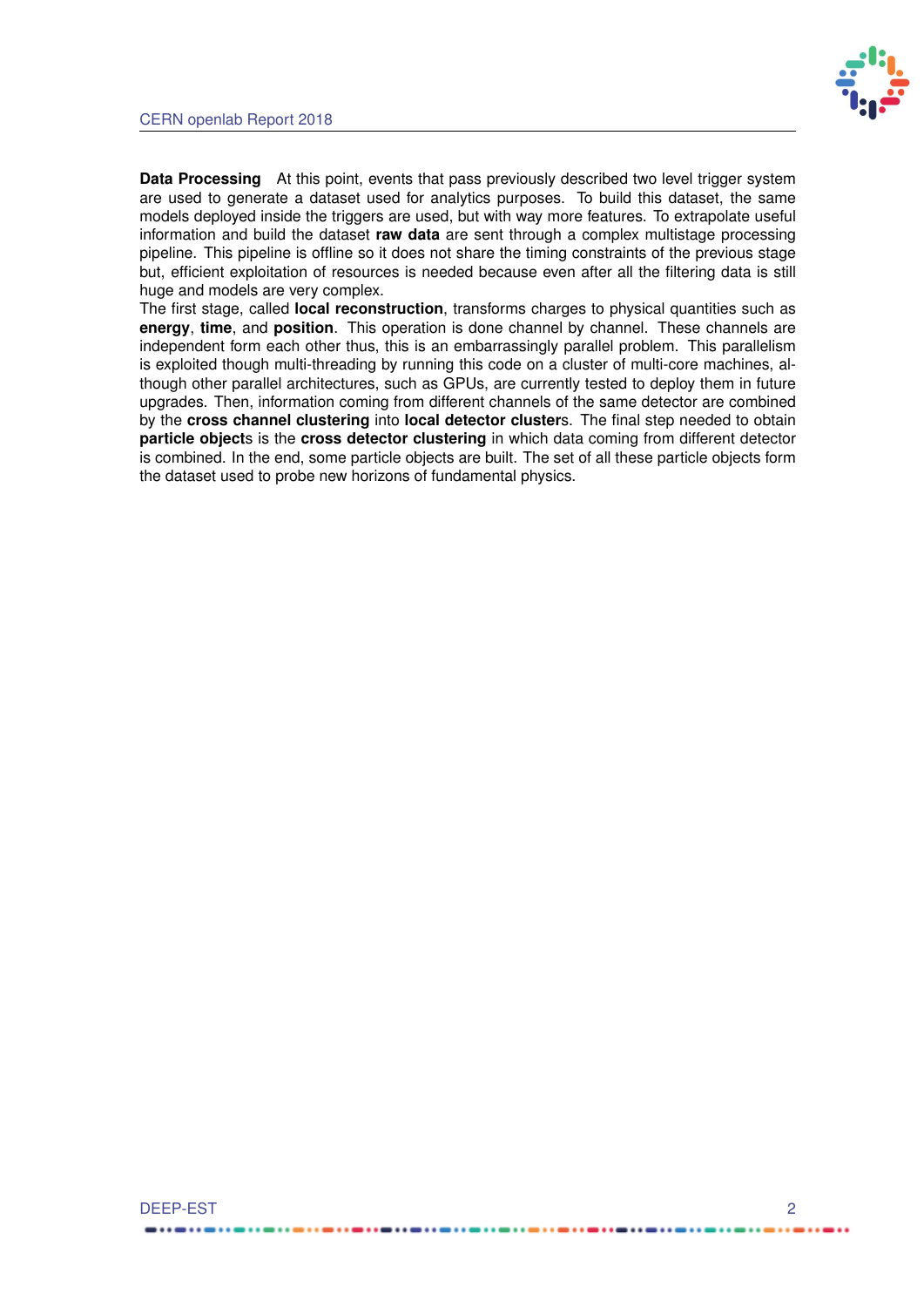**Data Processing** At this point, events that pass previously described two level trigger system are used to generate a dataset used for analytics purposes. To build this dataset, the same models deployed inside the triggers are used, but with way more features. To extrapolate useful information and build the dataset **raw data** are sent through a complex multistage processing pipeline. This pipeline is offline so it does not share the timing constraints of the previous stage but, efficient exploitation of resources is needed because even after all the filtering data is still huge and models are very complex.
The first stage, called **local reconstruction**, transforms charges to physical quantities such as **energy**, **time**, and **position**. This operation is done channel by channel. These channels are independent form each other thus, this is an embarrassingly parallel problem. This parallelism is exploited though multi-threading by running this code on a cluster of multi-core machines, although other parallel architectures, such as GPUs, are currently tested to deploy them in future upgrades. Then, information coming from different channels of the same detector are combined by the **cross channel clustering** into **local detector cluster**s. The final step needed to obtain **particle object**s is the **cross detector clustering** in which data coming from different detector is combined. In the end, some particle objects are built. The set of all these particle objects form the dataset used to probe new horizons of fundamental physics.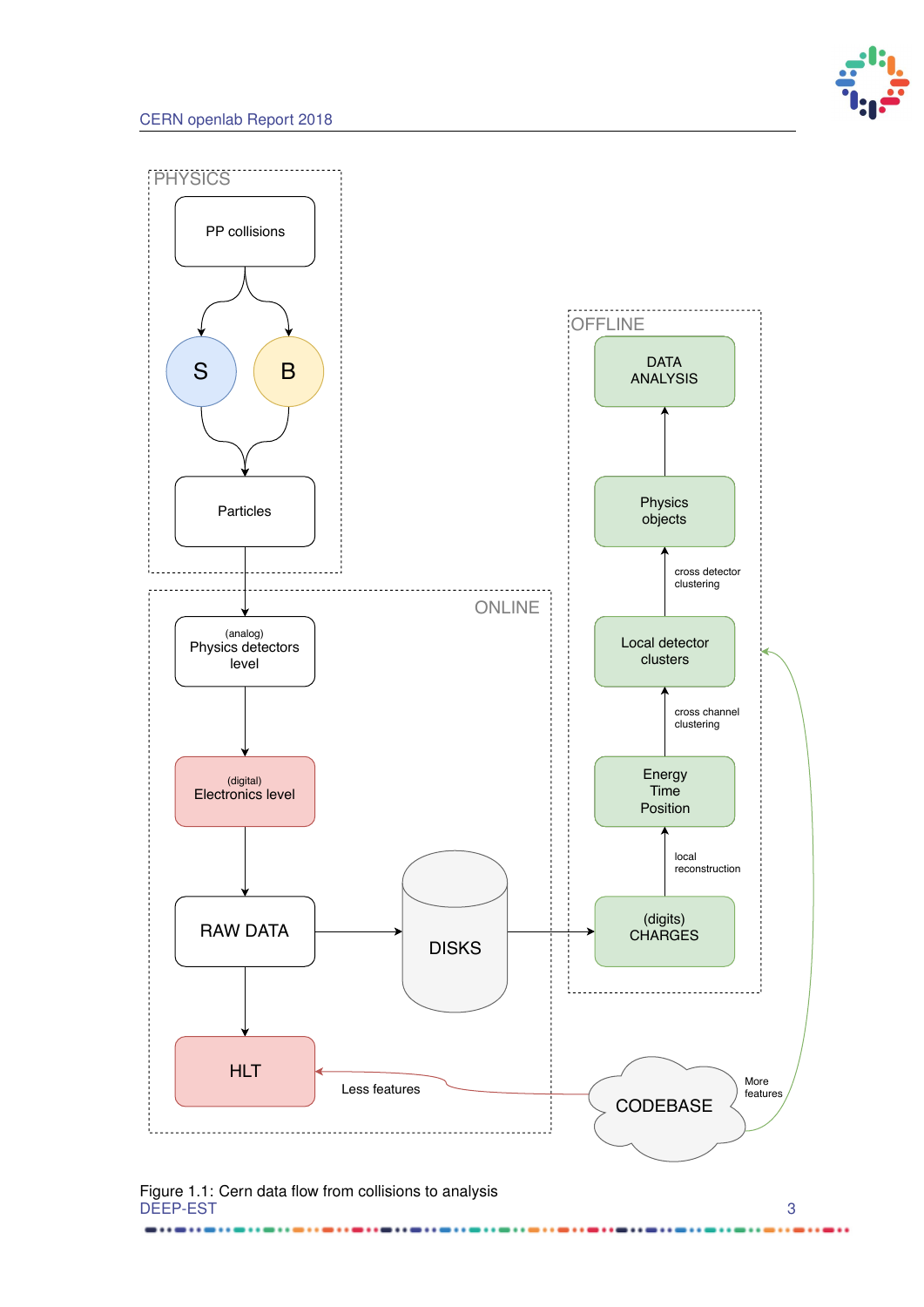PHYSICS

PP collisions

S

B

Particles

ONLINE

(analog)
Physics detectors level

(digital)
Electronics level

RAW DATA

DISKS

HLT

Less features

OFFLINE

DATA ANALYSIS

Physics objects

cross detector clustering

Local detector clusters

cross channel clustering

Energy
Time
Position

local reconstruction

(digits)
CHARGES

CODEBASE

More features

Figure 1.1: Cern data flow from collisions to analysis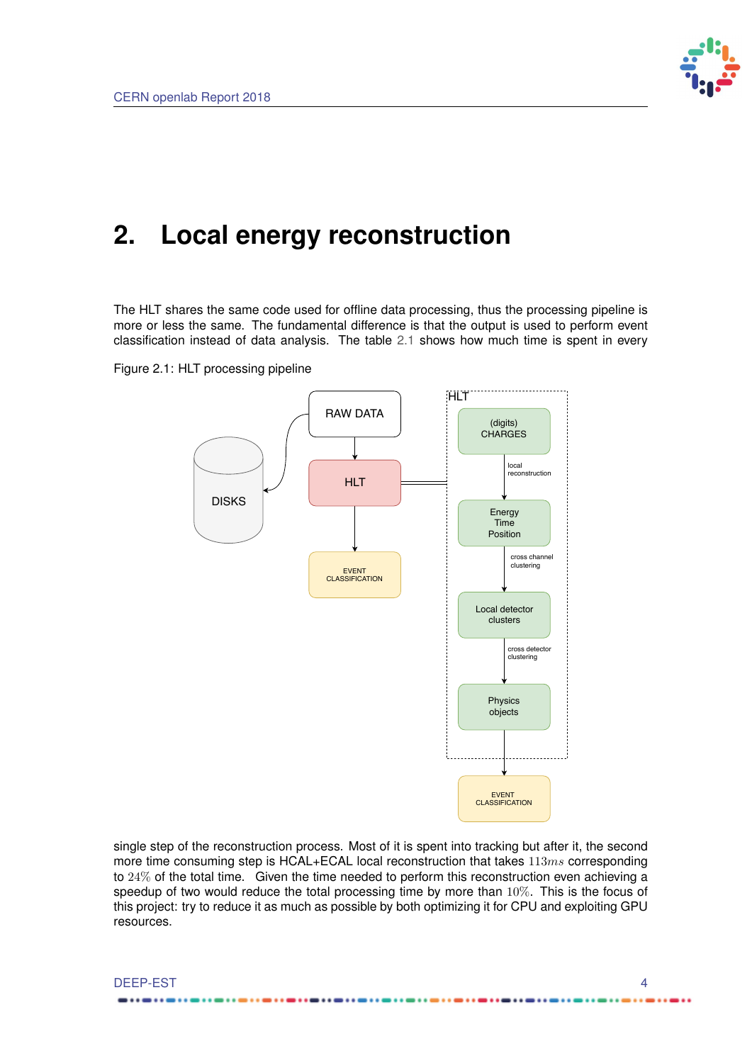# 2. Local energy reconstruction

The HLT shares the same code used for offline data processing, thus the processing pipeline is more or less the same. The fundamental difference is that the output is used to perform event classification instead of data analysis. The table 2.1 shows how much time is spent in every

Figure 2.1: HLT processing pipeline

single step of the reconstruction process. Most of it is spent into tracking but after it, the second more time consuming step is HCAL+ECAL local reconstruction that takes $113ms$ corresponding to $24\%$ of the total time. Given the time needed to perform this reconstruction even achieving a speedup of two would reduce the total processing time by more than $10\%$. This is the focus of this project: try to reduce it as much as possible by both optimizing it for CPU and exploiting GPU resources.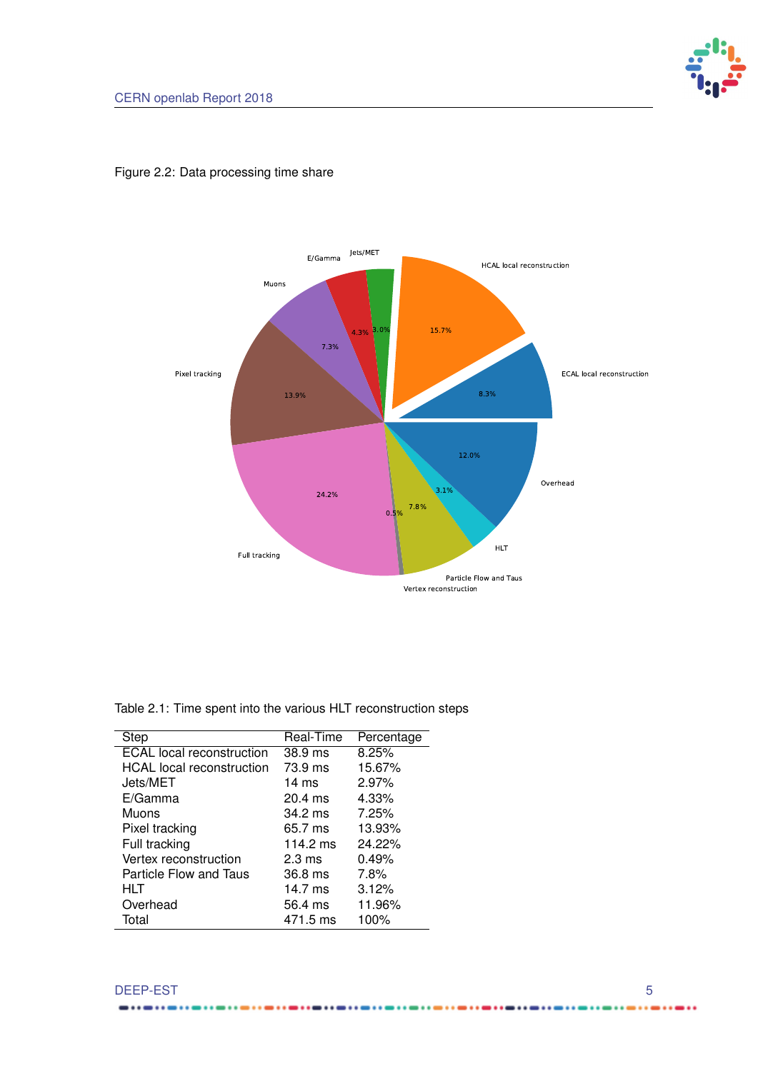Figure 2.2: Data processing time share

Table 2.1: Time spent into the various HLT reconstruction steps

| Step | Real-Time | Percentage |
|---|---|---|
| ECAL local reconstruction | 38.9 ms | 8.25% |
| HCAL local reconstruction | 73.9 ms | 15.67% |
| Jets/MET | 14 ms | 2.97% |
| E/Gamma | 20.4 ms | 4.33% |
| Muons | 34.2 ms | 7.25% |
| Pixel tracking | 65.7 ms | 13.93% |
| Full tracking | 114.2 ms | 24.22% |
| Vertex reconstruction | 2.3 ms | 0.49% |
| Particle Flow and Taus | 36.8 ms | 7.8% |
| HLT | 14.7 ms | 3.12% |
| Overhead | 56.4 ms | 11.96% |
| Total | 471.5 ms | 100% |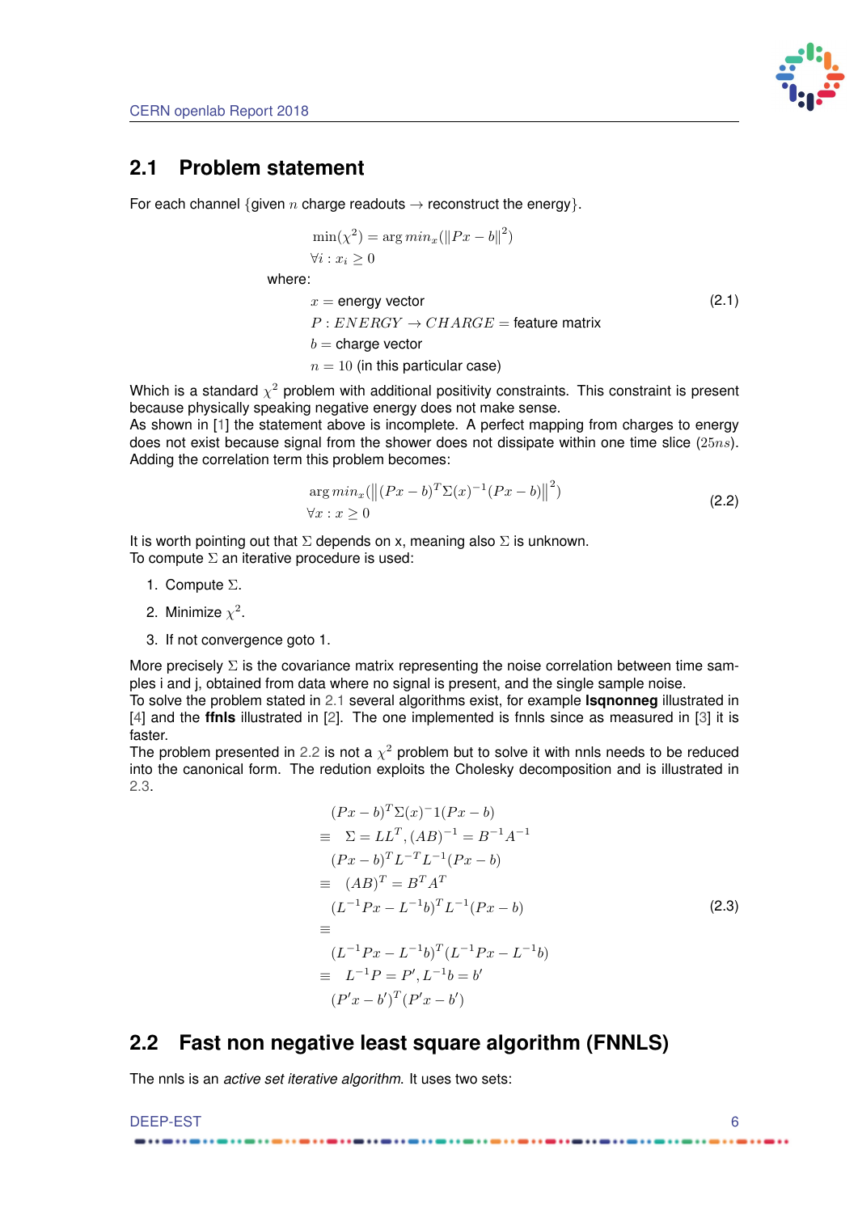## 2.1 Problem statement

For each channel {given $n$ charge readouts $\rightarrow$ reconstruct the energy}.

$$
\begin{aligned}
&\min(\chi^2) = \arg min_x(\|Px - b\|^2) \\
&\forall i : x_i \geq 0 \\
&\text{where:} \\
&x = \text{energy vector} \\
&P : ENERGY \rightarrow CHARGE = \text{feature matrix} \\
&b = \text{charge vector} \\
&n = 10 \text{ (in this particular case)}
\end{aligned}
\tag{2.1}
$$

Which is a standard $\chi^2$ problem with additional positivity constraints. This constraint is present because physically speaking negative energy does not make sense.
As shown in [1] the statement above is incomplete. A perfect mapping from charges to energy does not exist because signal from the shower does not dissipate within one time slice $(25ns)$. Adding the correlation term this problem becomes:

$$
\begin{aligned}
&\arg min_x(\left\|(Px - b)^T \Sigma(x)^{-1}(Px - b)\right\|^2) \\
&\forall x : x \geq 0
\end{aligned}
\tag{2.2}
$$

It is worth pointing out that $\Sigma$ depends on x, meaning also $\Sigma$ is unknown.
To compute $\Sigma$ an iterative procedure is used:

1. Compute $\Sigma$.
2. Minimize $\chi^2$.
3. If not convergence goto 1.

More precisely $\Sigma$ is the covariance matrix representing the noise correlation between time samples i and j, obtained from data where no signal is present, and the single sample noise.
To solve the problem stated in 2.1 several algorithms exist, for example **lsqnonneg** illustrated in [4] and the **ffnls** illustrated in [2]. The one implemented is fnnls since as measured in [3] it is faster.
The problem presented in 2.2 is not a $\chi^2$ problem but to solve it with nnls needs to be reduced into the canonical form. The redution exploits the Cholesky decomposition and is illustrated in 2.3.

$$
\begin{aligned}
&(Px - b)^T \Sigma(x)^{-}1(Px - b) \\
\equiv \quad &\Sigma = LL^T, (AB)^{-1} = B^{-1}A^{-1} \\
&(Px - b)^T L^{-T} L^{-1}(Px - b) \\
\equiv \quad &(AB)^T = B^T A^T \\
&(L^{-1}Px - L^{-1}b)^T L^{-1}(Px - b) \\
\equiv \quad & \\
&(L^{-1}Px - L^{-1}b)^T (L^{-1}Px - L^{-1}b) \\
\equiv \quad &L^{-1}P = P', L^{-1}b = b' \\
&(P'x - b')^T (P'x - b')
\end{aligned}
\tag{2.3}
$$

## 2.2 Fast non negative least square algorithm (FNNLS)

The nnls is an *active set iterative algorithm*. It uses two sets: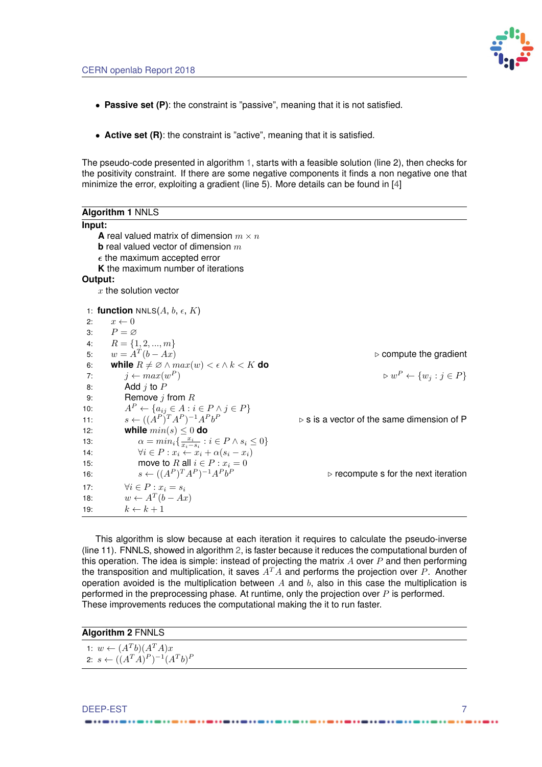- **Passive set (P)**: the constraint is "passive", meaning that it is not satisfied.
- **Active set (R)**: the constraint is "active", meaning that it is satisfied.

The pseudo-code presented in algorithm 1, starts with a feasible solution (line 2), then checks for the positivity constraint. If there are some negative components it finds a non negative one that minimize the error, exploiting a gradient (line 5). More details can be found in [4]

**Algorithm 1** NNLS

**Input:**
- **A** real valued matrix of dimension $m \times n$
- **b** real valued vector of dimension $m$
- $\epsilon$ the maximum accepted error
- **K** the maximum number of iterations

**Output:**
- $x$ the solution vector

```
1:  function NNLS(A, b, ε, K)
2:      x ← 0
3:      P = ∅
4:      R = {1, 2, ..., m}
5:      w = A^T (b − Ax)                                   ▷ compute the gradient
6:      while R ≠ ∅ ∧ max(w) < ε ∧ k < K do
7:          j ← max(w^P)                                   ▷ w^P ← {w_j : j ∈ P}
8:          Add j to P
9:          Remove j from R
10:         A^P ← {a_ij ∈ A : i ∈ P ∧ j ∈ P}
11:         s ← ((A^P)^T A^P)^−1 A^P b^P                   ▷ s is a vector of the same dimension of P
12:         while min(s) ≤ 0 do
13:             α = min_i{ x_i / (x_i − s_i) : i ∈ P ∧ s_i ≤ 0}
14:             ∀i ∈ P : x_i ← x_i + α(s_i − x_i)
15:             move to R all i ∈ P : x_i = 0
16:             s ← ((A^P)^T A^P)^−1 A^P b^P               ▷ recompute s for the next iteration
17:         ∀i ∈ P : x_i = s_i
18:         w ← A^T (b − Ax)
19:         k ← k + 1
```

This algorithm is slow because at each iteration it requires to calculate the pseudo-inverse (line 11). FNNLS, showed in algorithm 2, is faster because it reduces the computational burden of this operation. The idea is simple: instead of projecting the matrix $A$ over $P$ and then performing the transposition and multiplication, it saves $A^T A$ and performs the projection over $P$. Another operation avoided is the multiplication between $A$ and $b$, also in this case the multiplication is performed in the preprocessing phase. At runtime, only the projection over $P$ is performed. These improvements reduces the computational making the it to run faster.

**Algorithm 2** FNNLS

```
1:  w ← (A^T b)(A^T A)x
2:  s ← ((A^T A)^P)^−1 (A^T b)^P
```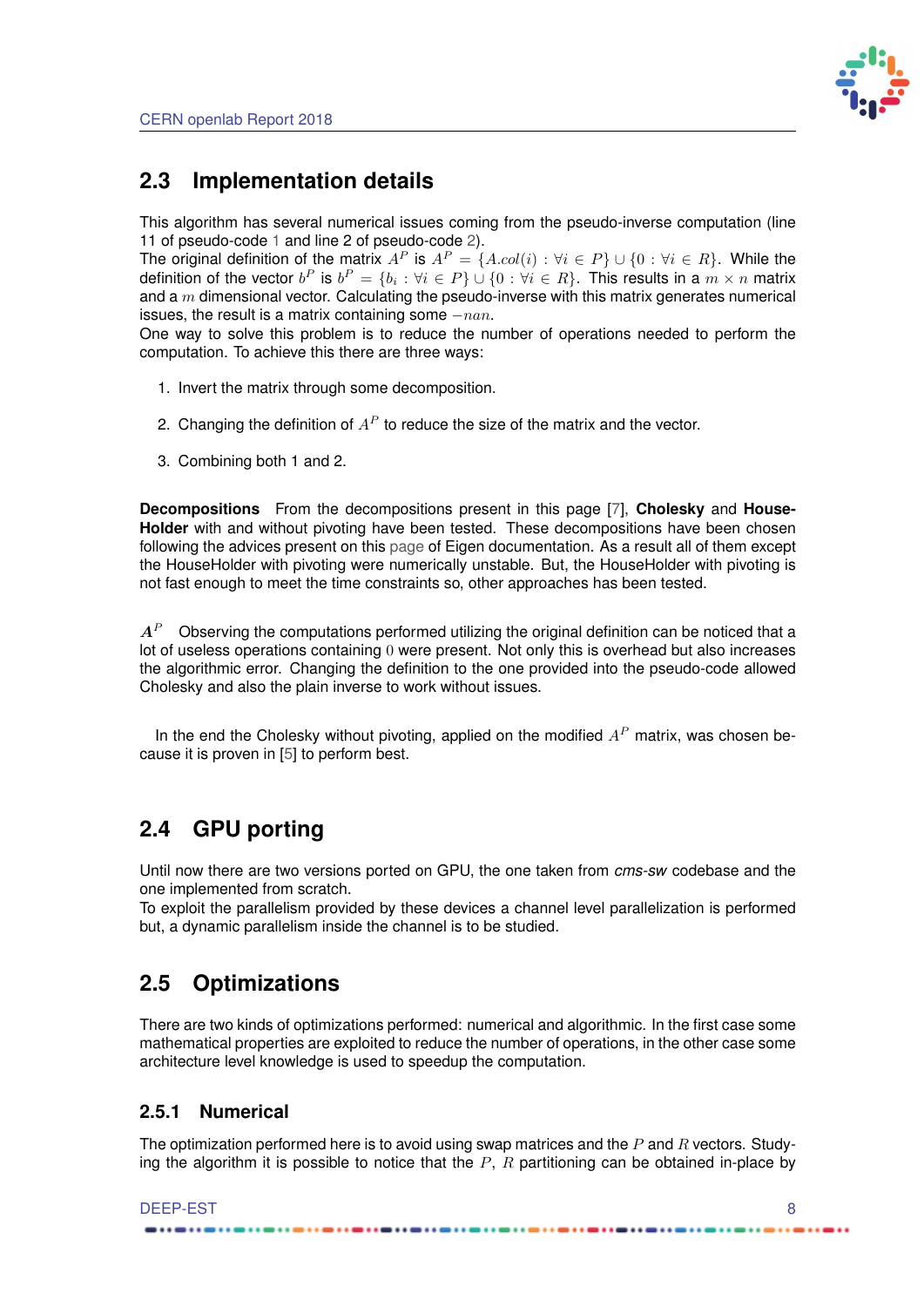## 2.3 Implementation details

This algorithm has several numerical issues coming from the pseudo-inverse computation (line 11 of pseudo-code 1 and line 2 of pseudo-code 2).
The original definition of the matrix $A^P$ is $A^P = \{A.col(i) : \forall i \in P\} \cup \{0 : \forall i \in R\}$. While the definition of the vector $b^P$ is $b^P = \{b_i : \forall i \in P\} \cup \{0 : \forall i \in R\}$. This results in a $m \times n$ matrix and a $m$ dimensional vector. Calculating the pseudo-inverse with this matrix generates numerical issues, the result is a matrix containing some $-nan$.
One way to solve this problem is to reduce the number of operations needed to perform the computation. To achieve this there are three ways:

1. Invert the matrix through some decomposition.
2. Changing the definition of $A^P$ to reduce the size of the matrix and the vector.
3. Combining both 1 and 2.

**Decompositions** From the decompositions present in this page [7], **Cholesky** and **HouseHolder** with and without pivoting have been tested. These decompositions have been chosen following the advices present on this page of Eigen documentation. As a result all of them except the HouseHolder with pivoting were numerically unstable. But, the HouseHolder with pivoting is not fast enough to meet the time constraints so, other approaches has been tested.

$\boldsymbol{A^P}$ Observing the computations performed utilizing the original definition can be noticed that a lot of useless operations containing $0$ were present. Not only this is overhead but also increases the algorithmic error. Changing the definition to the one provided into the pseudo-code allowed Cholesky and also the plain inverse to work without issues.

In the end the Cholesky without pivoting, applied on the modified $A^P$ matrix, was chosen because it is proven in [5] to perform best.

## 2.4 GPU porting

Until now there are two versions ported on GPU, the one taken from *cms-sw* codebase and the one implemented from scratch.
To exploit the parallelism provided by these devices a channel level parallelization is performed but, a dynamic parallelism inside the channel is to be studied.

## 2.5 Optimizations

There are two kinds of optimizations performed: numerical and algorithmic. In the first case some mathematical properties are exploited to reduce the number of operations, in the other case some architecture level knowledge is used to speedup the computation.

### 2.5.1 Numerical

The optimization performed here is to avoid using swap matrices and the $P$ and $R$ vectors. Studying the algorithm it is possible to notice that the $P$, $R$ partitioning can be obtained in-place by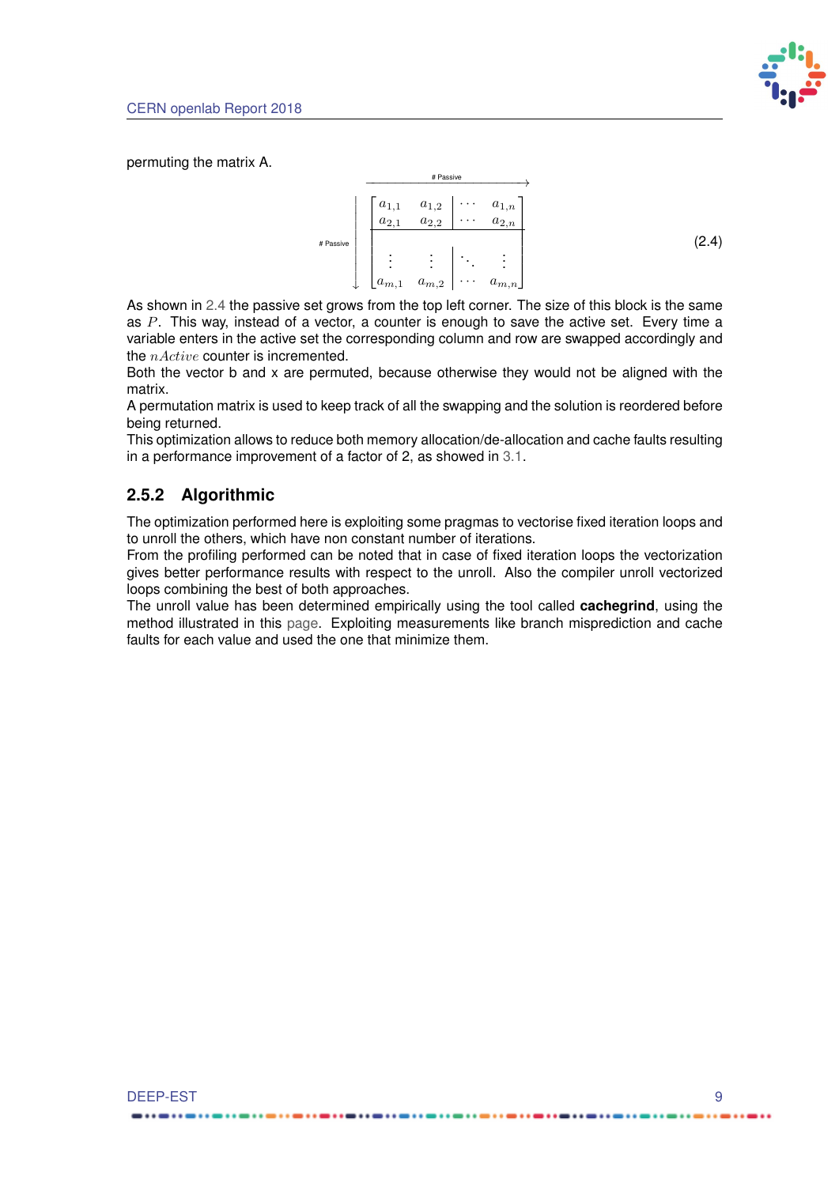permuting the matrix A.

$$
\overset{\text{\# Passive}}{\longrightarrow}
\quad
\text{\# Passive} \downarrow
\left[\begin{array}{cc|cc}
a_{1,1} & a_{1,2} & \cdots & a_{1,n} \\
a_{2,1} & a_{2,2} & \cdots & a_{2,n} \\
\hline
\vdots & \vdots & \ddots & \vdots \\
a_{m,1} & a_{m,2} & \cdots & a_{m,n}
\end{array}\right]
\tag{2.4}
$$

As shown in 2.4 the passive set grows from the top left corner. The size of this block is the same as $P$. This way, instead of a vector, a counter is enough to save the active set. Every time a variable enters in the active set the corresponding column and row are swapped accordingly and the $nActive$ counter is incremented.
Both the vector b and x are permuted, because otherwise they would not be aligned with the matrix.
A permutation matrix is used to keep track of all the swapping and the solution is reordered before being returned.
This optimization allows to reduce both memory allocation/de-allocation and cache faults resulting in a performance improvement of a factor of 2, as showed in 3.1.

### 2.5.2 Algorithmic

The optimization performed here is exploiting some pragmas to vectorise fixed iteration loops and to unroll the others, which have non constant number of iterations.
From the profiling performed can be noted that in case of fixed iteration loops the vectorization gives better performance results with respect to the unroll. Also the compiler unroll vectorized loops combining the best of both approaches.
The unroll value has been determined empirically using the tool called **cachegrind**, using the method illustrated in this page. Exploiting measurements like branch misprediction and cache faults for each value and used the one that minimize them.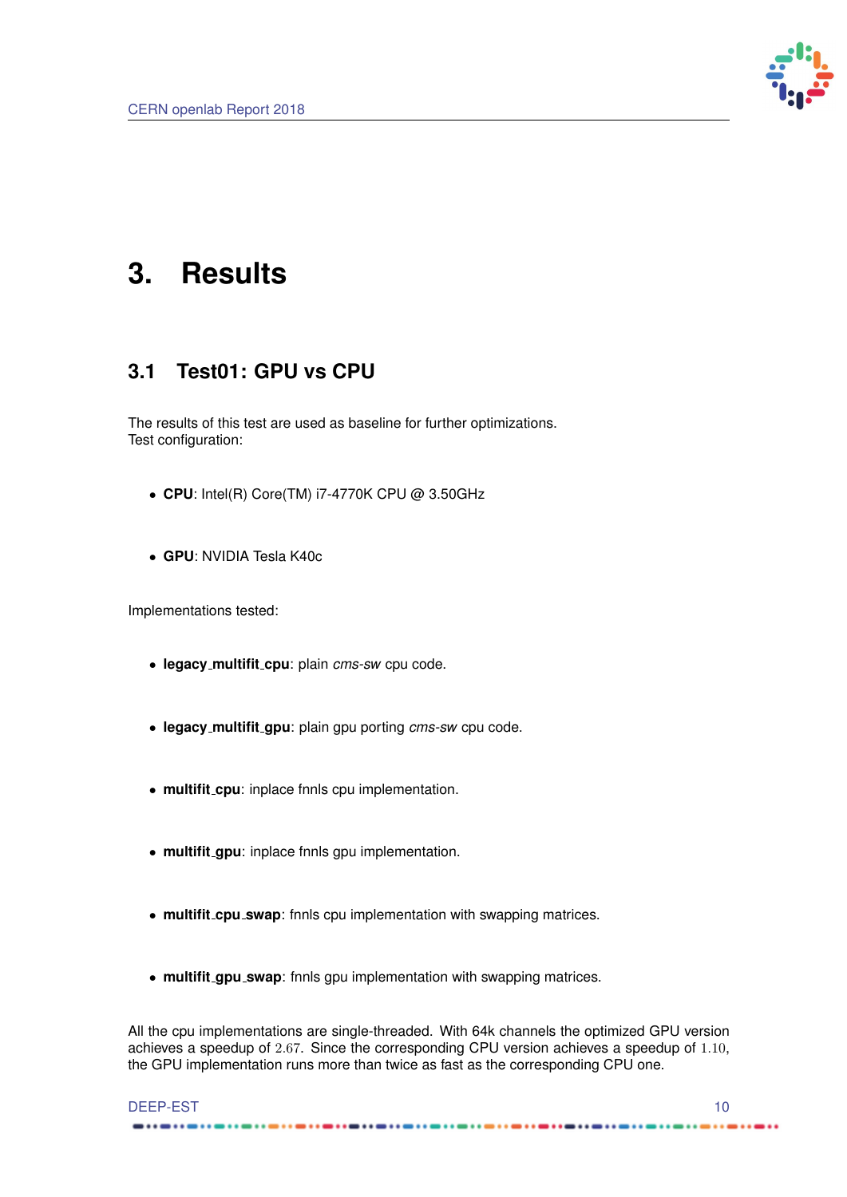# 3. Results

## 3.1 Test01: GPU vs CPU

The results of this test are used as baseline for further optimizations.
Test configuration:

- **CPU**: Intel(R) Core(TM) i7-4770K CPU @ 3.50GHz
- **GPU**: NVIDIA Tesla K40c

Implementations tested:

- **legacy_multifit_cpu**: plain *cms-sw* cpu code.
- **legacy_multifit_gpu**: plain gpu porting *cms-sw* cpu code.
- **multifit_cpu**: inplace fnnls cpu implementation.
- **multifit_gpu**: inplace fnnls gpu implementation.
- **multifit_cpu_swap**: fnnls cpu implementation with swapping matrices.
- **multifit_gpu_swap**: fnnls gpu implementation with swapping matrices.

All the cpu implementations are single-threaded. With 64k channels the optimized GPU version achieves a speedup of $2.67$. Since the corresponding CPU version achieves a speedup of $1.10$, the GPU implementation runs more than twice as fast as the corresponding CPU one.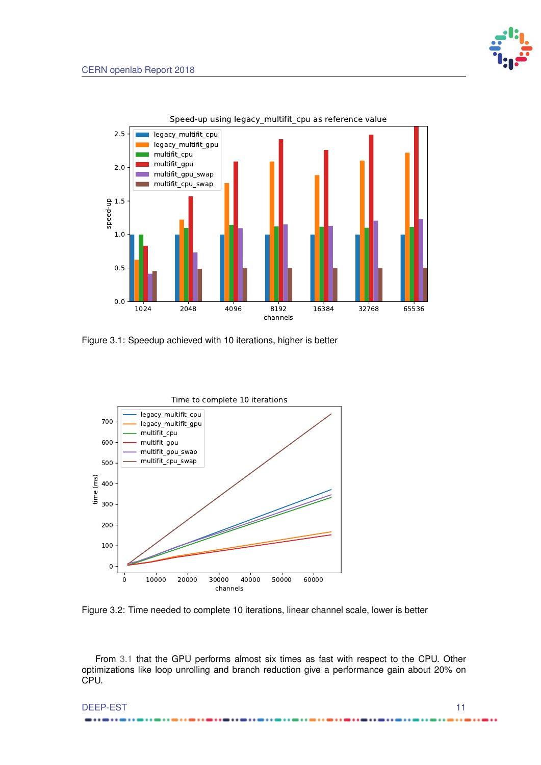Figure 3.1: Speedup achieved with 10 iterations, higher is better

Figure 3.2: Time needed to complete 10 iterations, linear channel scale, lower is better

From 3.1 that the GPU performs almost six times as fast with respect to the CPU. Other optimizations like loop unrolling and branch reduction give a performance gain about 20% on CPU.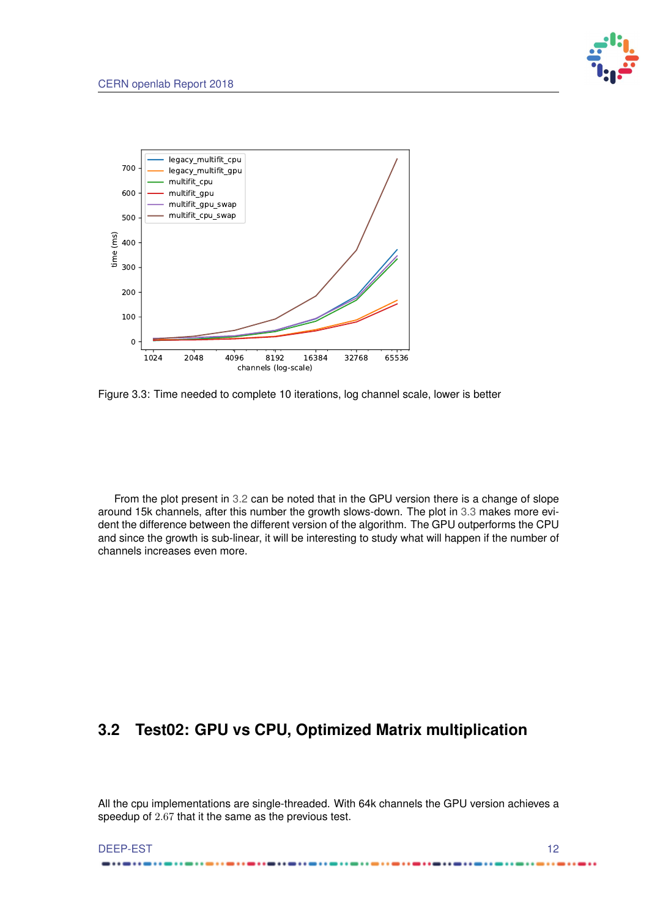Figure 3.3: Time needed to complete 10 iterations, log channel scale, lower is better

From the plot present in 3.2 can be noted that in the GPU version there is a change of slope around 15k channels, after this number the growth slows-down. The plot in 3.3 makes more evident the difference between the different version of the algorithm. The GPU outperforms the CPU and since the growth is sub-linear, it will be interesting to study what will happen if the number of channels increases even more.

## 3.2 Test02: GPU vs CPU, Optimized Matrix multiplication

All the cpu implementations are single-threaded. With 64k channels the GPU version achieves a speedup of $2.67$ that it the same as the previous test.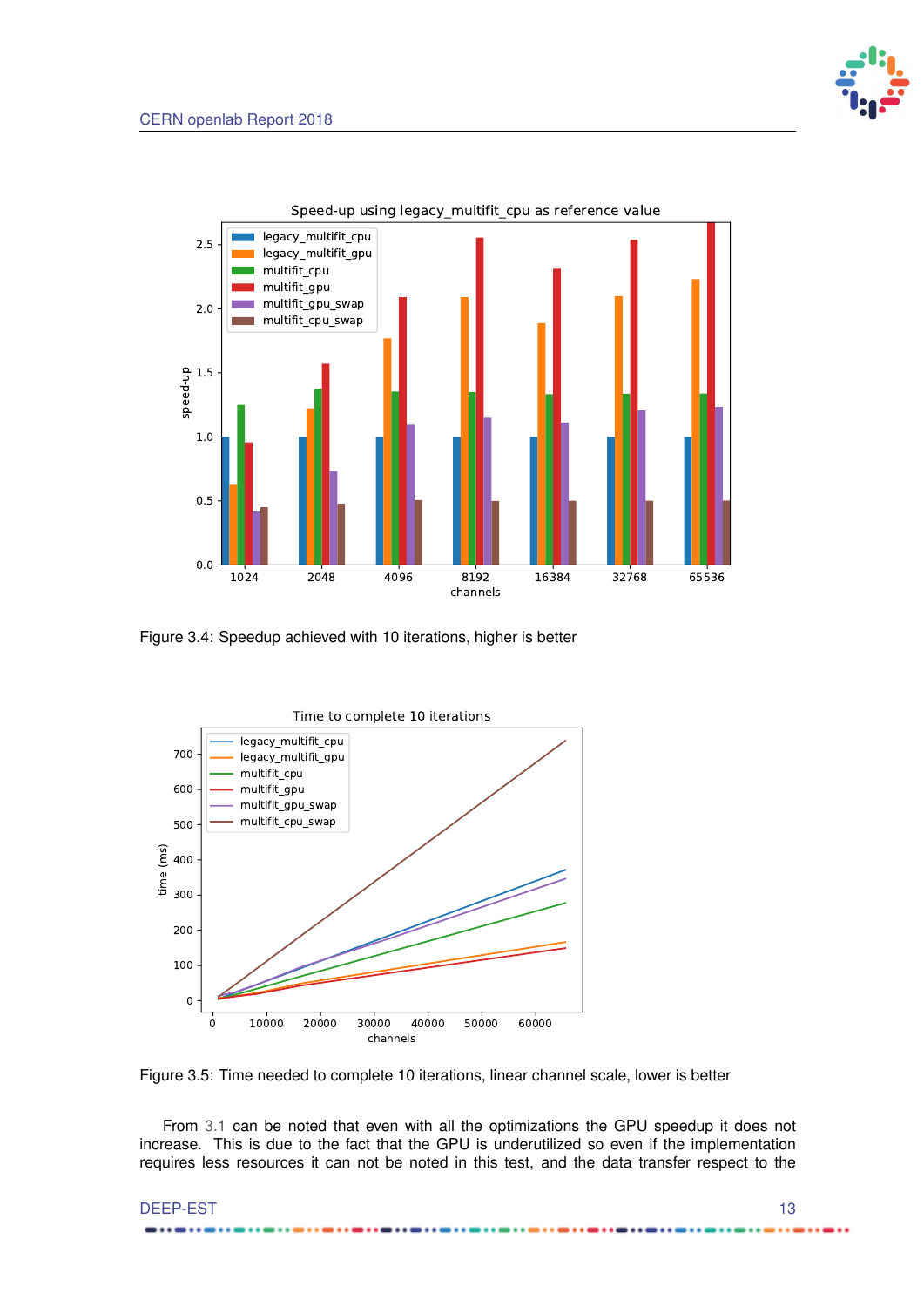Figure 3.4: Speedup achieved with 10 iterations, higher is better

Figure 3.5: Time needed to complete 10 iterations, linear channel scale, lower is better

From 3.1 can be noted that even with all the optimizations the GPU speedup it does not increase. This is due to the fact that the GPU is underutilized so even if the implementation requires less resources it can not be noted in this test, and the data transfer respect to the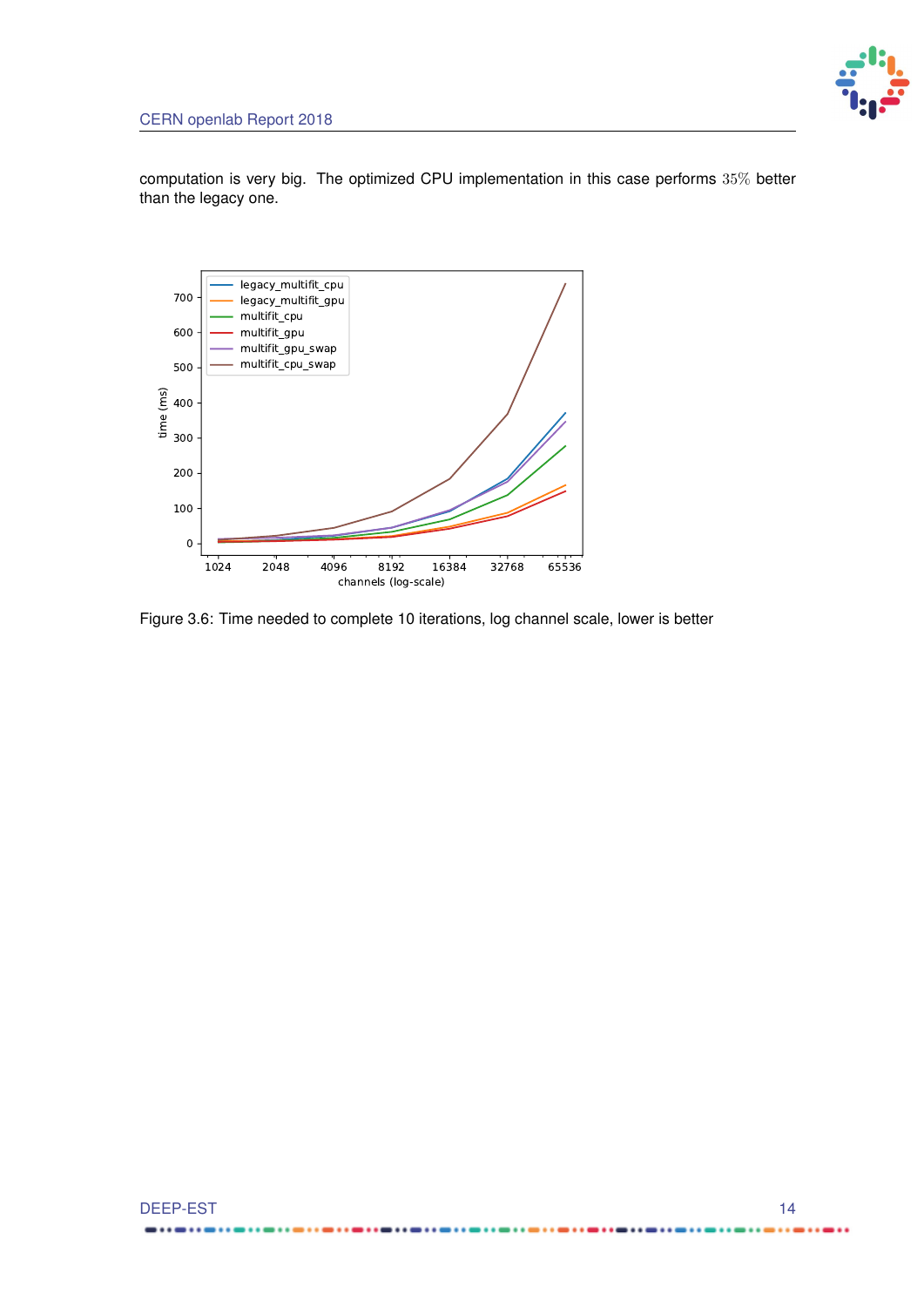computation is very big. The optimized CPU implementation in this case performs $35\%$ better than the legacy one.

Figure 3.6: Time needed to complete 10 iterations, log channel scale, lower is better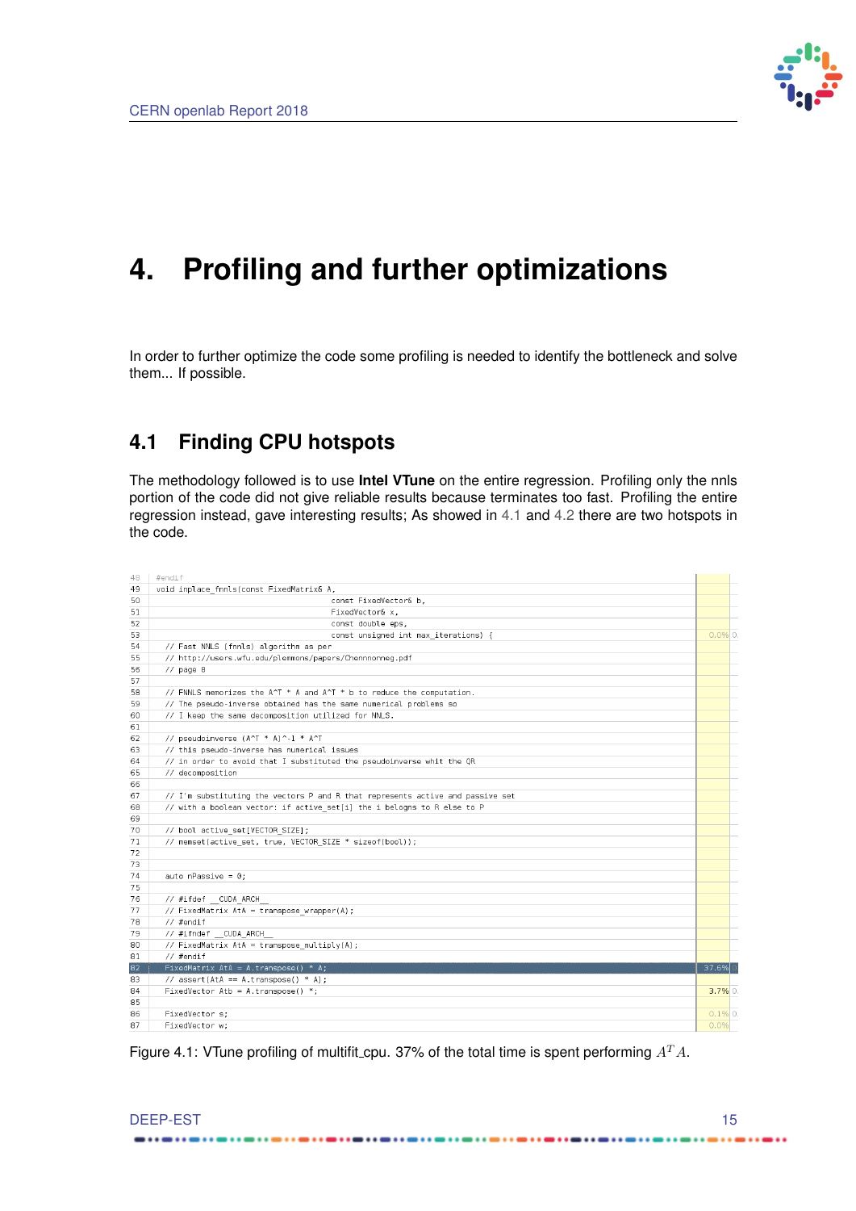# 4. Profiling and further optimizations

In order to further optimize the code some profiling is needed to identify the bottleneck and solve them... If possible.

## 4.1 Finding CPU hotspots

The methodology followed is to use **Intel VTune** on the entire regression. Profiling only the nnls portion of the code did not give reliable results because terminates too fast. Profiling the entire regression instead, gave interesting results; As showed in 4.1 and 4.2 there are two hotspots in the code.

```
48  #endif
49  void inplace_fnnls(const FixedMatrix& A,
50                                        const FixedVector& b,
51                                        FixedVector& x,
52                                        const double eps,
53                                        const unsigned int max_iterations) {          0.0%
54    // Fast NNLS (fnnls) algorithm as per
55    // http://users.wfu.edu/plemmons/papers/Chennnonneg.pdf
56    // page 8
57
58    // FNNLS memorizes the A^T * A and A^T * b to reduce the computation.
59    // The pseudo-inverse obtained has the same numerical problems so
60    // I keep the same decomposition utilized for NNLS.
61
62    // pseudoinverse (A^T * A)^-1 * A^T
63    // this pseudo-inverse has numerical issues
64    // in order to avoid that I substituted the pseudoinverse whit the QR
65    // decomposition
66
67    // I'm substituting the vectors P and R that represents active and passive set
68    // with a boolean vector: if active_set[i] the i belogns to R else to P
69
70    // bool active_set[VECTOR_SIZE];
71    // memset(active_set, true, VECTOR_SIZE * sizeof(bool));
72
73
74    auto nPassive = 0;
75
76    // #ifdef __CUDA_ARCH__
77    // FixedMatrix AtA = transpose_wrapper(A);
78    // #endif
79    // #ifndef __CUDA_ARCH__
80    // FixedMatrix AtA = transpose_multiply(A);
81    // #endif
82    FixedMatrix AtA = A.transpose() * A;                                             37.6%
83    // assert(AtA == A.transpose() * A);
84    FixedVector Atb = A.transpose() *b;                                               3.7%
85
86    FixedVector s;                                                                     0.1%
87    FixedVector w;                                                                     0.0%
```

Figure 4.1: VTune profiling of multifit_cpu. 37% of the total time is spent performing $A^T A$.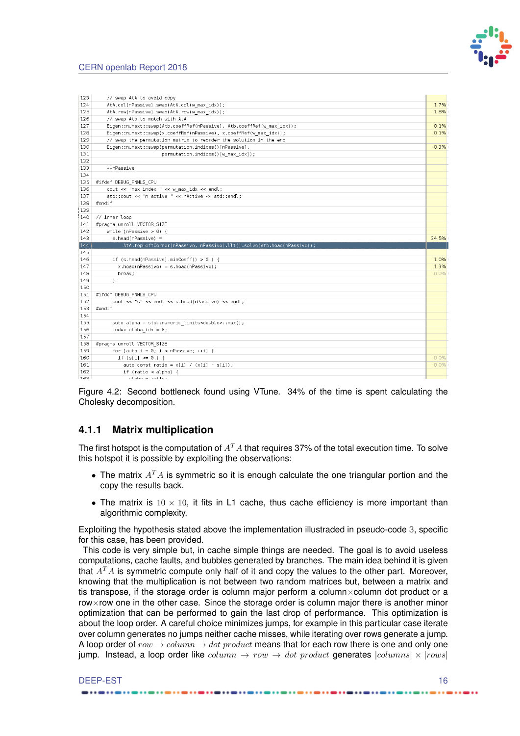```
123      // swap AtA to avoid copy
124      AtA.col(nPassive).swap(AtA.col(w_max_idx));                                          1.7%
125      AtA.row(nPassive).swap(AtA.row(w_max_idx));                                          1.8%
126      // swap Atb to match with AtA
127      Eigen::numext::swap(Atb.coeffRef(nPassive), Atb.coeffRef(w_max_idx));                0.1%
128      Eigen::numext::swap(x.coeffRef(nPassive), x.coeffRef(w_max_idx));                    0.1%
129      // swap the permutation matrix to reorder the solution in the end
130      Eigen::numext::swap(permutation.indices()[nPassive],                                 0.3%
131                          permutation.indices()[w_max_idx]);
132
133      ++nPassive;
134
135  #ifdef DEBUG_FNNLS_CPU
136      cout << "max index " << w_max_idx << endl;
137      std::cout << "n_active " << nActive << std::endl;
138  #endif
139
140  // inner loop
141  #pragma unroll VECTOR_SIZE
142      while (nPassive > 0) {
143        s.head(nPassive) =                                                                 34.5%
144          AtA.topLeftCorner(nPassive, nPassive).llt().solve(Atb.head(nPassive));
145
146        if (s.head(nPassive).minCoeff() > 0.) {                                            1.0%
147          x.head(nPassive) = s.head(nPassive);                                             1.3%
148          break;                                                                           0.0%
149        }
150
151  #ifdef DEBUG_FNNLS_CPU
152        cout << "s" << endl << s.head(nPassive) << endl;
153  #endif
154
155        auto alpha = std::numeric_limits<double>::max();
156        Index alpha_idx = 0;
157
158  #pragma unroll VECTOR_SIZE
159        for (auto i = 0; i < nPassive; ++i) {
160          if (s[i] <= 0.) {                                                                0.0%
161            auto const ratio = x[i] / (x[i] - s[i]);                                       0.0%
162            if (ratio < alpha) {
```

Figure 4.2: Second bottleneck found using VTune. 34% of the time is spent calculating the Cholesky decomposition.

### 4.1.1 Matrix multiplication

The first hotspot is the computation of $A^T A$ that requires 37% of the total execution time. To solve this hotspot it is possible by exploiting the observations:

- The matrix $A^T A$ is symmetric so it is enough calculate the one triangular portion and the copy the results back.
- The matrix is $10 \times 10$, it fits in L1 cache, thus cache efficiency is more important than algorithmic complexity.

Exploiting the hypothesis stated above the implementation illustrated in pseudo-code 3, specific for this case, has been provided.

This code is very simple but, in cache simple things are needed. The goal is to avoid useless computations, cache faults, and bubbles generated by branches. The main idea behind it is given that $A^T A$ is symmetric compute only half of it and copy the values to the other part. Moreover, knowing that the multiplication is not between two random matrices but, between a matrix and tis transpose, if the storage order is column major perform a column×column dot product or a row×row one in the other case. Since the storage order is column major there is another minor optimization that can be performed to gain the last drop of performance. This optimization is about the loop order. A careful choice minimizes jumps, for example in this particular case iterate over column generates no jumps neither cache misses, while iterating over rows generate a jump. A loop order of $row \rightarrow column \rightarrow dot\ product$ means that for each row there is one and only one jump. Instead, a loop order like $column \rightarrow row \rightarrow dot\ product$ generates $|columns| \times |rows|$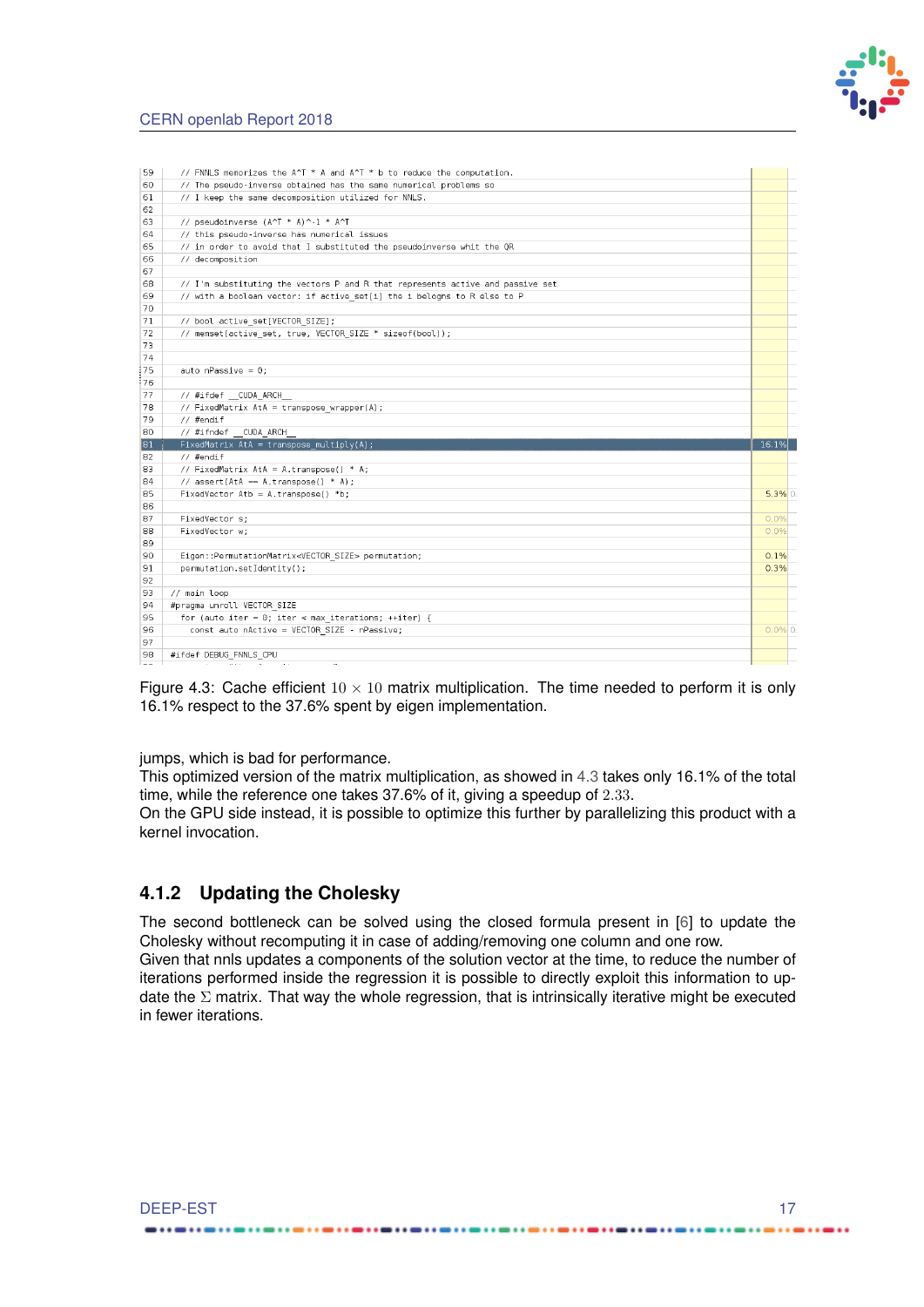```
59   // FNNLS memorizes the A^T * A and A^T * b to reduce the computation.
60   // The pseudo-inverse obtained has the same numerical problems so
61   // I keep the same decomposition utilized for NNLS.
62
63   // pseudoinverse (A^T * A)^-1 * A^T
64   // this pseudo-inverse has numerical issues
65   // in order to avoid that I substituted the pseudoinverse whit the QR
66   // decomposition
67
68   // I'm substituting the vectors P and R that represents active and passive set
69   // with a boolean vector: if active_set[i] the i belogns to R else to P
70
71   // bool active_set[VECTOR_SIZE];
72   // memset(active_set, true, VECTOR_SIZE * sizeof(bool));
73
74
75   auto nPassive = 0;
76
77   // #ifdef __CUDA_ARCH__
78   // FixedMatrix AtA = transpose_wrapper(A);
79   // #endif
80   // #ifndef __CUDA_ARCH__
81   FixedMatrix AtA = transpose_multiply(A);                              16.1%
82   // #endif
83   // FixedMatrix AtA = A.transpose() * A;
84   // assert(AtA == A.transpose() * A);
85   FixedVector Atb = A.transpose() *b;                                    5.3%
86
87   FixedVector s;                                                         0.0%
88   FixedVector w;                                                         0.0%
89
90   Eigen::PermutationMatrix<VECTOR_SIZE> permutation;                     0.1%
91   permutation.setIdentity();                                             0.3%
92
93   // main loop
94   #pragma unroll VECTOR_SIZE
95     for (auto iter = 0; iter < max_iterations; ++iter) {
96       const auto nActive = VECTOR_SIZE - nPassive;                       0.0%
97
98   #ifdef DEBUG_FNNLS_CPU
```

Figure 4.3: Cache efficient $10 \times 10$ matrix multiplication. The time needed to perform it is only 16.1% respect to the 37.6% spent by eigen implementation.

jumps, which is bad for performance.
This optimized version of the matrix multiplication, as showed in 4.3 takes only 16.1% of the total time, while the reference one takes 37.6% of it, giving a speedup of $2.33$.
On the GPU side instead, it is possible to optimize this further by parallelizing this product with a kernel invocation.

### 4.1.2 Updating the Cholesky

The second bottleneck can be solved using the closed formula present in [6] to update the Cholesky without recomputing it in case of adding/removing one column and one row.
Given that nnls updates a components of the solution vector at the time, to reduce the number of iterations performed inside the regression it is possible to directly exploit this information to update the $\Sigma$ matrix. That way the whole regression, that is intrinsically iterative might be executed in fewer iterations.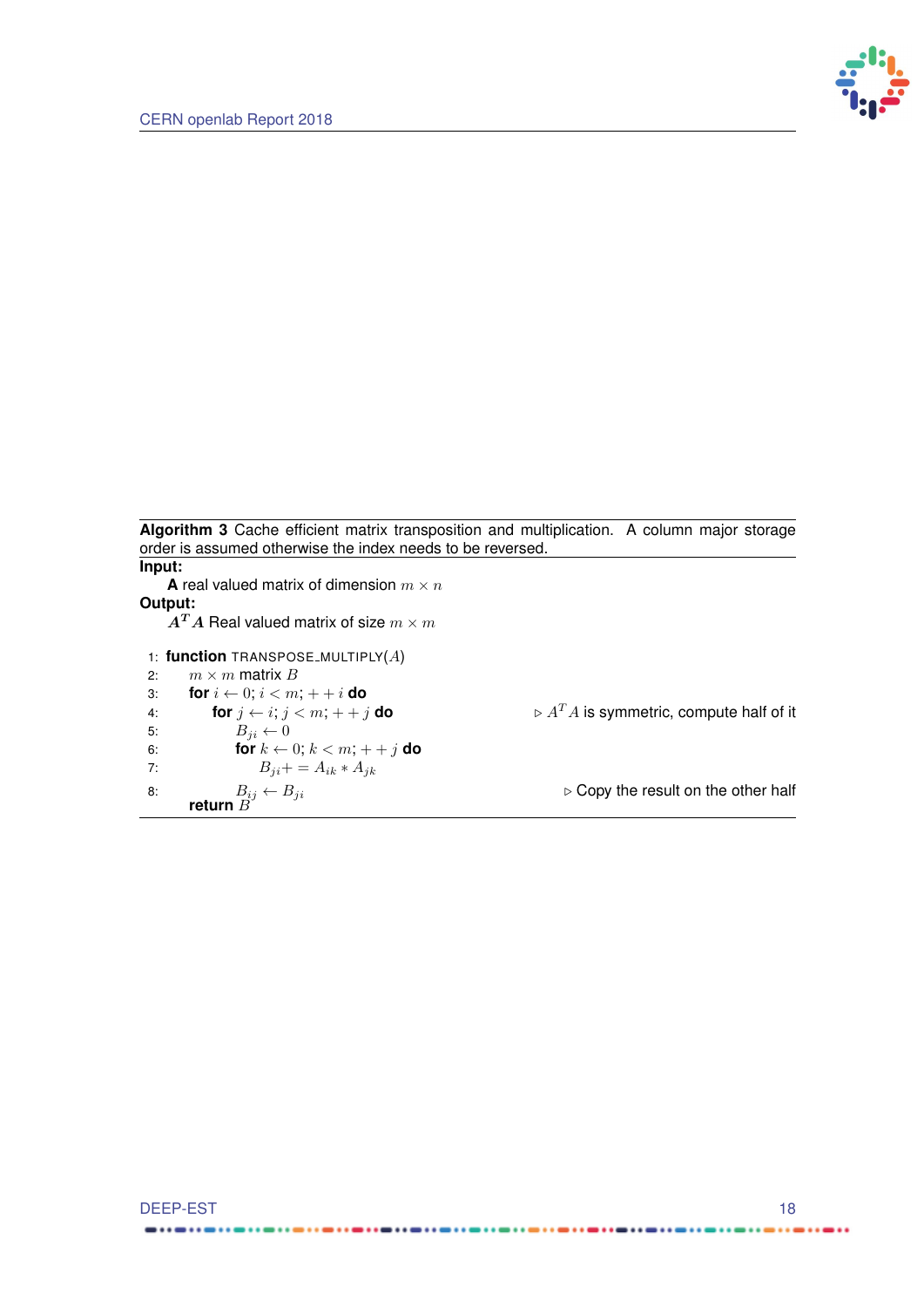**Algorithm 3** Cache efficient matrix transposition and multiplication. A column major storage order is assumed otherwise the index needs to be reversed.

**Input:**

**A** real valued matrix of dimension $m \times n$

**Output:**

$\boldsymbol{A^T A}$ Real valued matrix of size $m \times m$

```
1: function TRANSPOSE_MULTIPLY(A)
2:     m × m matrix B
3:     for i ← 0; i < m; ++i do
4:         for j ← i; j < m; ++j do            ▷ A^T A is symmetric, compute half of it
5:             B_ji ← 0
6:             for k ← 0; k < m; ++j do
7:                 B_ji += A_ik * A_jk
8:             B_ij ← B_ji                      ▷ Copy the result on the other half
       return B
```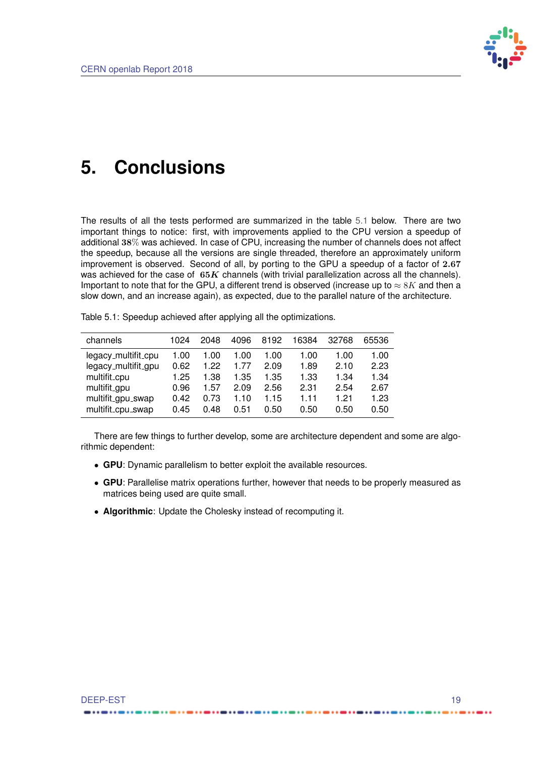# 5. Conclusions

The results of all the tests performed are summarized in the table 5.1 below. There are two important things to notice: first, with improvements applied to the CPU version a speedup of additional $38\%$ was achieved. In case of CPU, increasing the number of channels does not affect the speedup, because all the versions are single threaded, therefore an approximately uniform improvement is observed. Second of all, by porting to the GPU a speedup of a factor of $2.67$ was achieved for the case of $65K$ channels (with trivial parallelization across all the channels). Important to note that for the GPU, a different trend is observed (increase up to $\approx 8K$ and then a slow down, and an increase again), as expected, due to the parallel nature of the architecture.

Table 5.1: Speedup achieved after applying all the optimizations.

| channels | 1024 | 2048 | 4096 | 8192 | 16384 | 32768 | 65536 |
|---|---|---|---|---|---|---|---|
| legacy_multifit_cpu | 1.00 | 1.00 | 1.00 | 1.00 | 1.00 | 1.00 | 1.00 |
| legacy_multifit_gpu | 0.62 | 1.22 | 1.77 | 2.09 | 1.89 | 2.10 | 2.23 |
| multifit_cpu | 1.25 | 1.38 | 1.35 | 1.35 | 1.33 | 1.34 | 1.34 |
| multifit_gpu | 0.96 | 1.57 | 2.09 | 2.56 | 2.31 | 2.54 | 2.67 |
| multifit_gpu_swap | 0.42 | 0.73 | 1.10 | 1.15 | 1.11 | 1.21 | 1.23 |
| multifit_cpu_swap | 0.45 | 0.48 | 0.51 | 0.50 | 0.50 | 0.50 | 0.50 |

There are few things to further develop, some are architecture dependent and some are algorithmic dependent:

- **GPU**: Dynamic parallelism to better exploit the available resources.
- **GPU**: Parallelise matrix operations further, however that needs to be properly measured as matrices being used are quite small.
- **Algorithmic**: Update the Cholesky instead of recomputing it.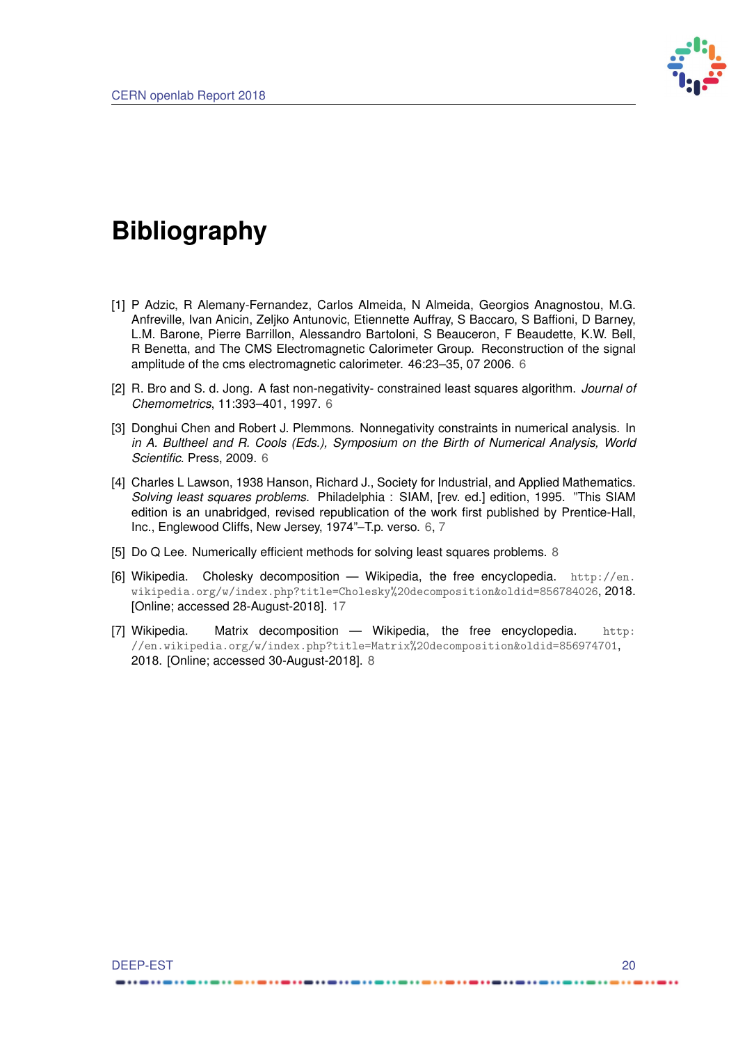# Bibliography

[1] P Adzic, R Alemany-Fernandez, Carlos Almeida, N Almeida, Georgios Anagnostou, M.G. Anfreville, Ivan Anicin, Zeljko Antunovic, Etiennette Auffray, S Baccaro, S Baffioni, D Barney, L.M. Barone, Pierre Barrillon, Alessandro Bartoloni, S Beauceron, F Beaudette, K.W. Bell, R Benetta, and The CMS Electromagnetic Calorimeter Group. Reconstruction of the signal amplitude of the cms electromagnetic calorimeter. 46:23–35, 07 2006. 6

[2] R. Bro and S. d. Jong. A fast non-negativity- constrained least squares algorithm. *Journal of Chemometrics*, 11:393–401, 1997. 6

[3] Donghui Chen and Robert J. Plemmons. Nonnegativity constraints in numerical analysis. In *in A. Bultheel and R. Cools (Eds.), Symposium on the Birth of Numerical Analysis, World Scientific*. Press, 2009. 6

[4] Charles L Lawson, 1938 Hanson, Richard J., Society for Industrial, and Applied Mathematics. *Solving least squares problems*. Philadelphia : SIAM, [rev. ed.] edition, 1995. "This SIAM edition is an unabridged, revised republication of the work first published by Prentice-Hall, Inc., Englewood Cliffs, New Jersey, 1974"–T.p. verso. 6, 7

[5] Do Q Lee. Numerically efficient methods for solving least squares problems. 8

[6] Wikipedia. Cholesky decomposition — Wikipedia, the free encyclopedia. http://en.wikipedia.org/w/index.php?title=Cholesky%20decomposition&oldid=856784026, 2018. [Online; accessed 28-August-2018]. 17

[7] Wikipedia. Matrix decomposition — Wikipedia, the free encyclopedia. http://en.wikipedia.org/w/index.php?title=Matrix%20decomposition&oldid=856974701, 2018. [Online; accessed 30-August-2018]. 8